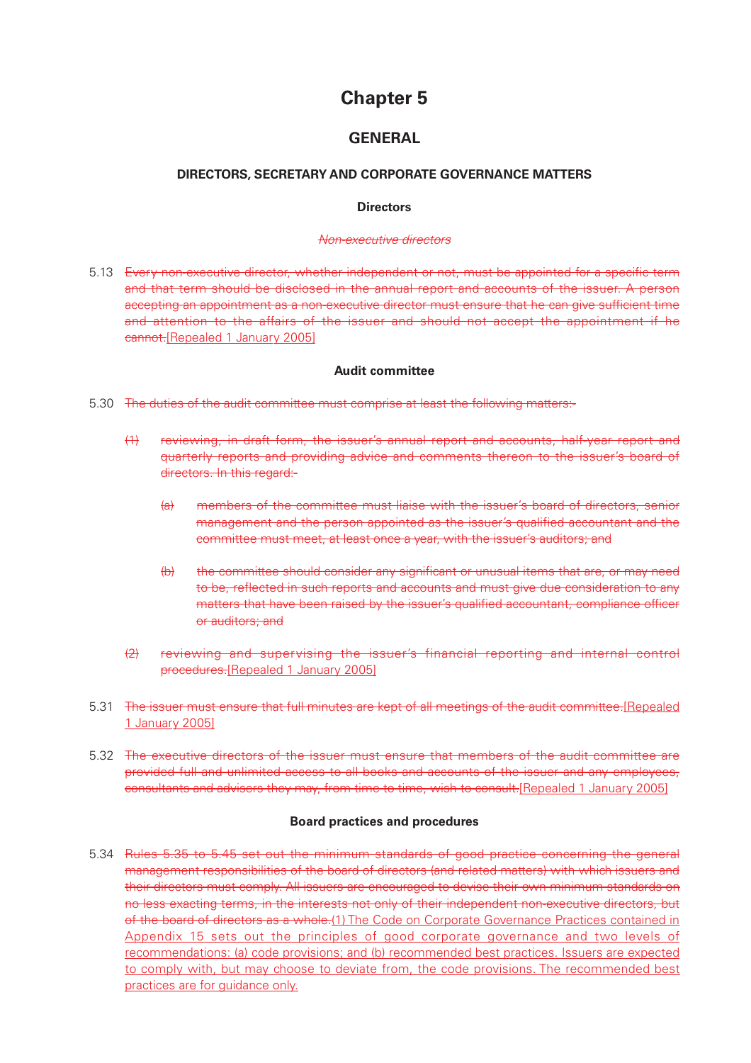# Chapter 5

## GENERAL

### DIRECTORS, SECRETARY AND CORPORATE GOVERNANCE MATTERS

#### Directors

~~*Non-executive directors*~~

5.13 ~~Every non-executive director, whether independent or not, must be appointed for a specific term and that term should be disclosed in the annual report and accounts of the issuer. A person accepting an appointment as a non-executive director must ensure that he can give sufficient time and attention to the affairs of the issuer and should not accept the appointment if he cannot.~~[Repealed 1 January 2005]

#### Audit committee

5.30 ~~The duties of the audit committee must comprise at least the following matters:-~~

~~(1) reviewing, in draft form, the issuer's annual report and accounts, half-year report and quarterly reports and providing advice and comments thereon to the issuer's board of directors. In this regard:-~~

~~(a) members of the committee must liaise with the issuer's board of directors, senior management and the person appointed as the issuer's qualified accountant and the committee must meet, at least once a year, with the issuer's auditors; and~~

~~(b) the committee should consider any significant or unusual items that are, or may need to be, reflected in such reports and accounts and must give due consideration to any matters that have been raised by the issuer's qualified accountant, compliance officer or auditors; and~~

~~(2) reviewing and supervising the issuer's financial reporting and internal control procedures.~~[Repealed 1 January 2005]

5.31 ~~The issuer must ensure that full minutes are kept of all meetings of the audit committee.~~[Repealed 1 January 2005]

5.32 ~~The executive directors of the issuer must ensure that members of the audit committee are provided full and unlimited access to all books and accounts of the issuer and any employees, consultants and advisers they may, from time to time, wish to consult.~~[Repealed 1 January 2005]

#### Board practices and procedures

5.34 ~~Rules 5.35 to 5.45 set out the minimum standards of good practice concerning the general management responsibilities of the board of directors (and related matters) with which issuers and their directors must comply. All issuers are encouraged to devise their own minimum standards on no less exacting terms, in the interests not only of their independent non-executive directors, but of the board of directors as a whole.~~(1) The Code on Corporate Governance Practices contained in Appendix 15 sets out the principles of good corporate governance and two levels of recommendations: (a) code provisions; and (b) recommended best practices. Issuers are expected to comply with, but may choose to deviate from, the code provisions. The recommended best practices are for guidance only.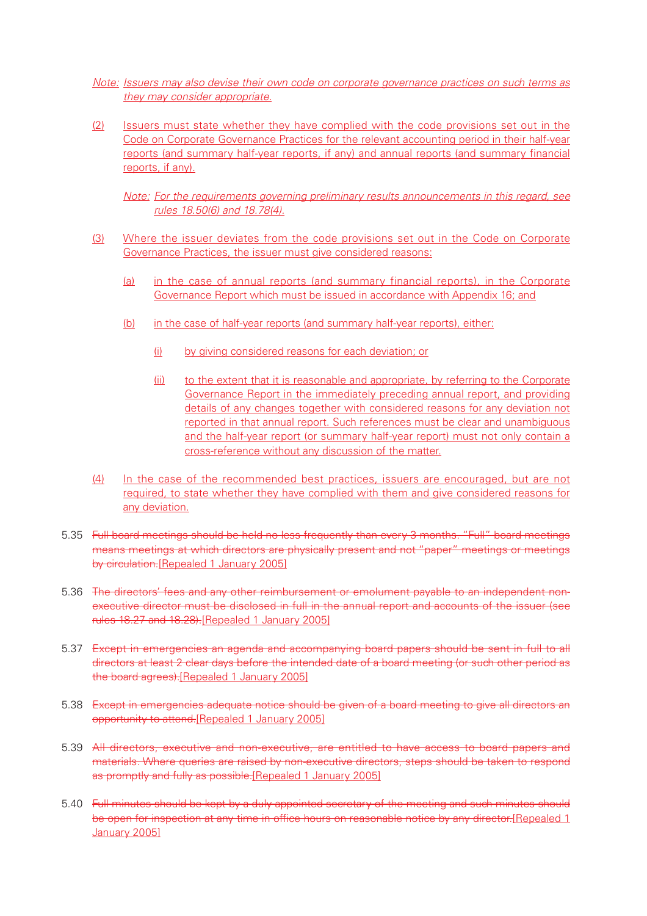*Note: Issuers may also devise their own code on corporate governance practices on such terms as they may consider appropriate.*

(2) Issuers must state whether they have complied with the code provisions set out in the Code on Corporate Governance Practices for the relevant accounting period in their half-year reports (and summary half-year reports, if any) and annual reports (and summary financial reports, if any).

*Note: For the requirements governing preliminary results announcements in this regard, see rules 18.50(6) and 18.78(4).*

(3) Where the issuer deviates from the code provisions set out in the Code on Corporate Governance Practices, the issuer must give considered reasons:

(a) in the case of annual reports (and summary financial reports), in the Corporate Governance Report which must be issued in accordance with Appendix 16; and

(b) in the case of half-year reports (and summary half-year reports), either:

(i) by giving considered reasons for each deviation; or

(ii) to the extent that it is reasonable and appropriate, by referring to the Corporate Governance Report in the immediately preceding annual report, and providing details of any changes together with considered reasons for any deviation not reported in that annual report. Such references must be clear and unambiguous and the half-year report (or summary half-year report) must not only contain a cross-reference without any discussion of the matter.

(4) In the case of the recommended best practices, issuers are encouraged, but are not required, to state whether they have complied with them and give considered reasons for any deviation.

5.35 ~~Full board meetings should be held no less frequently than every 3 months. "Full" board meetings means meetings at which directors are physically present and not "paper" meetings or meetings by circulation.~~[Repealed 1 January 2005]

5.36 ~~The directors' fees and any other reimbursement or emolument payable to an independent non-executive director must be disclosed in full in the annual report and accounts of the issuer (see rules 18.27 and 18.28).~~[Repealed 1 January 2005]

5.37 ~~Except in emergencies an agenda and accompanying board papers should be sent in full to all directors at least 2 clear days before the intended date of a board meeting (or such other period as the board agrees).~~[Repealed 1 January 2005]

5.38 ~~Except in emergencies adequate notice should be given of a board meeting to give all directors an opportunity to attend.~~[Repealed 1 January 2005]

5.39 ~~All directors, executive and non-executive, are entitled to have access to board papers and materials. Where queries are raised by non-executive directors, steps should be taken to respond as promptly and fully as possible.~~[Repealed 1 January 2005]

5.40 ~~Full minutes should be kept by a duly appointed secretary of the meeting and such minutes should be open for inspection at any time in office hours on reasonable notice by any director.~~[Repealed 1 January 2005]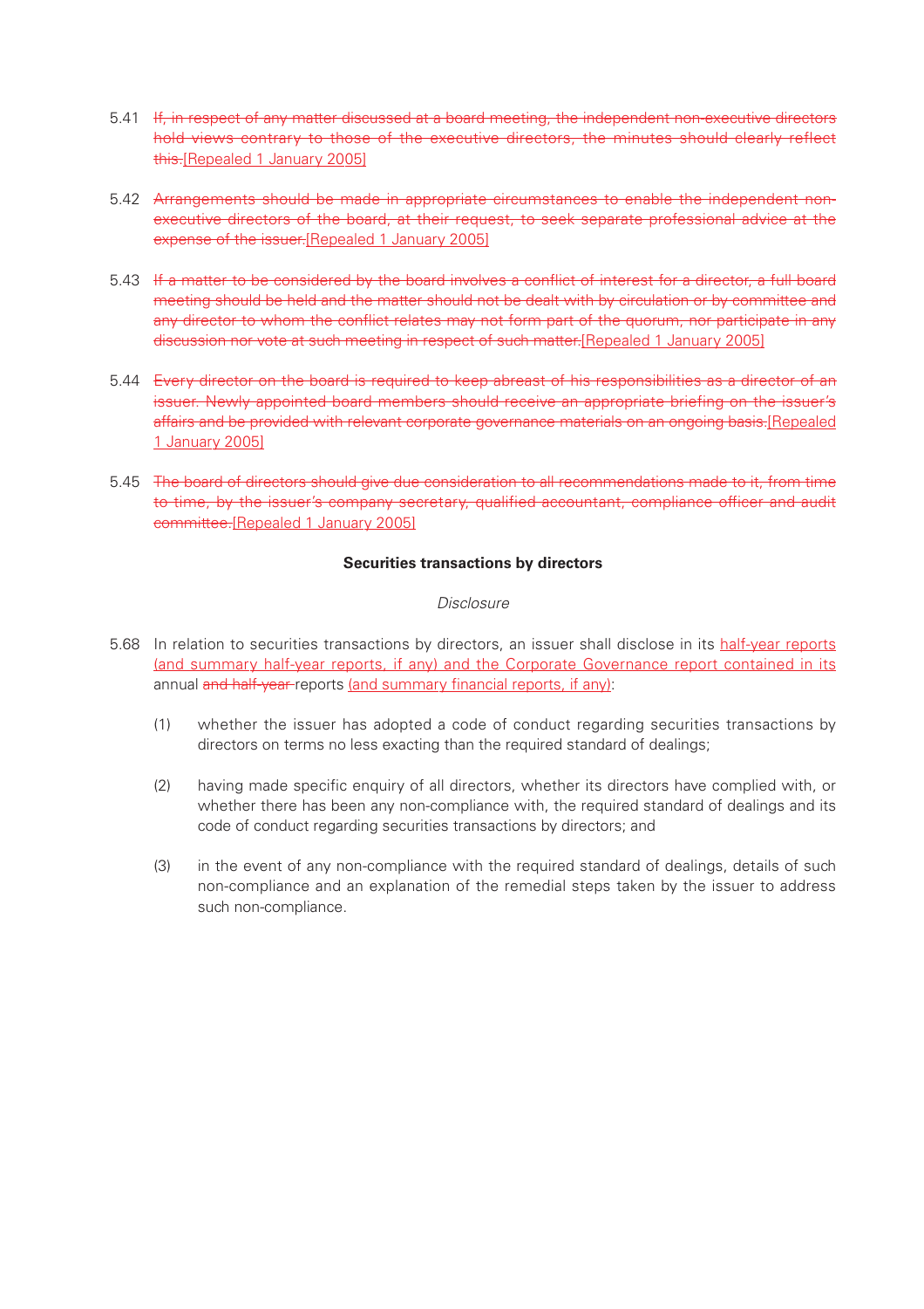5.41 ~~If, in respect of any matter discussed at a board meeting, the independent non-executive directors hold views contrary to those of the executive directors, the minutes should clearly reflect this.~~[Repealed 1 January 2005]

5.42 ~~Arrangements should be made in appropriate circumstances to enable the independent non-executive directors of the board, at their request, to seek separate professional advice at the expense of the issuer.~~[Repealed 1 January 2005]

5.43 ~~If a matter to be considered by the board involves a conflict of interest for a director, a full board meeting should be held and the matter should not be dealt with by circulation or by committee and any director to whom the conflict relates may not form part of the quorum, nor participate in any discussion nor vote at such meeting in respect of such matter.~~[Repealed 1 January 2005]

5.44 ~~Every director on the board is required to keep abreast of his responsibilities as a director of an issuer. Newly appointed board members should receive an appropriate briefing on the issuer's affairs and be provided with relevant corporate governance materials on an ongoing basis.~~[Repealed 1 January 2005]

5.45 ~~The board of directors should give due consideration to all recommendations made to it, from time to time, by the issuer's company secretary, qualified accountant, compliance officer and audit committee.~~[Repealed 1 January 2005]

**Securities transactions by directors**

*Disclosure*

5.68 In relation to securities transactions by directors, an issuer shall disclose in its half-year reports (and summary half-year reports, if any) and the Corporate Governance report contained in its annual ~~and half-year~~ reports (and summary financial reports, if any):

(1) whether the issuer has adopted a code of conduct regarding securities transactions by directors on terms no less exacting than the required standard of dealings;

(2) having made specific enquiry of all directors, whether its directors have complied with, or whether there has been any non-compliance with, the required standard of dealings and its code of conduct regarding securities transactions by directors; and

(3) in the event of any non-compliance with the required standard of dealings, details of such non-compliance and an explanation of the remedial steps taken by the issuer to address such non-compliance.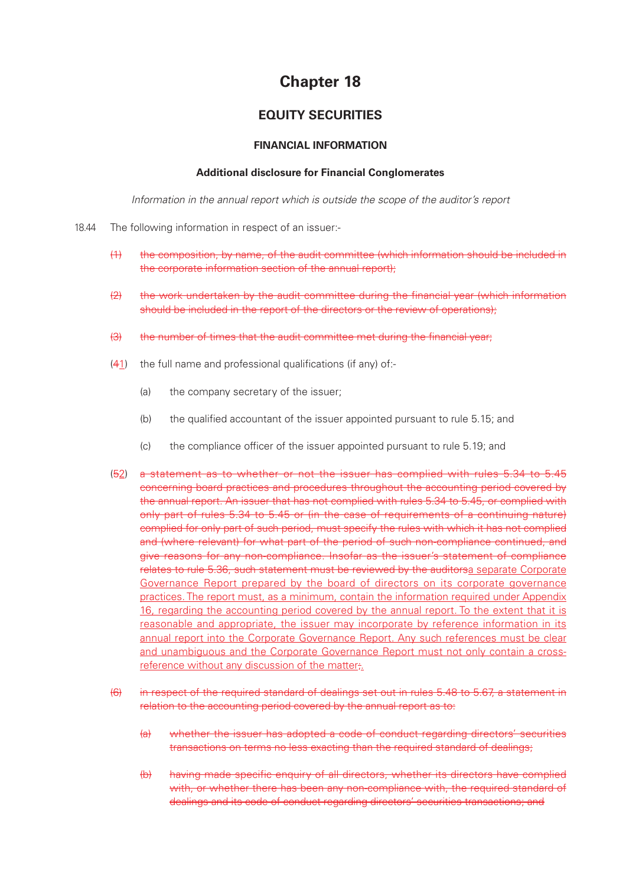# Chapter 18

## EQUITY SECURITIES

### FINANCIAL INFORMATION

#### Additional disclosure for Financial Conglomerates

*Information in the annual report which is outside the scope of the auditor's report*

18.44 The following information in respect of an issuer:-

~~(1) the composition, by name, of the audit committee (which information should be included in the corporate information section of the annual report);~~

~~(2) the work undertaken by the audit committee during the financial year (which information should be included in the report of the directors or the review of operations);~~

~~(3) the number of times that the audit committee met during the financial year;~~

(~~4~~1) the full name and professional qualifications (if any) of:-

(a) the company secretary of the issuer;

(b) the qualified accountant of the issuer appointed pursuant to rule 5.15; and

(c) the compliance officer of the issuer appointed pursuant to rule 5.19; and

(~~5~~2) ~~a statement as to whether or not the issuer has complied with rules 5.34 to 5.45 concerning board practices and procedures throughout the accounting period covered by the annual report. An issuer that has not complied with rules 5.34 to 5.45, or complied with only part of rules 5.34 to 5.45 or (in the case of requirements of a continuing nature) complied for only part of such period, must specify the rules with which it has not complied and (where relevant) for what part of the period of such non-compliance continued, and give reasons for any non-compliance. Insofar as the issuer's statement of compliance relates to rule 5.36, such statement must be reviewed by the auditors~~a separate Corporate Governance Report prepared by the board of directors on its corporate governance practices. The report must, as a minimum, contain the information required under Appendix 16, regarding the accounting period covered by the annual report. To the extent that it is reasonable and appropriate, the issuer may incorporate by reference information in its annual report into the Corporate Governance Report. Any such references must be clear and unambiguous and the Corporate Governance Report must not only contain a cross-reference without any discussion of the matter~~;~~.

~~(6) in respect of the required standard of dealings set out in rules 5.48 to 5.67, a statement in relation to the accounting period covered by the annual report as to:~~

~~(a) whether the issuer has adopted a code of conduct regarding directors' securities transactions on terms no less exacting than the required standard of dealings;~~

~~(b) having made specific enquiry of all directors, whether its directors have complied with, or whether there has been any non-compliance with, the required standard of dealings and its code of conduct regarding directors' securities transactions; and~~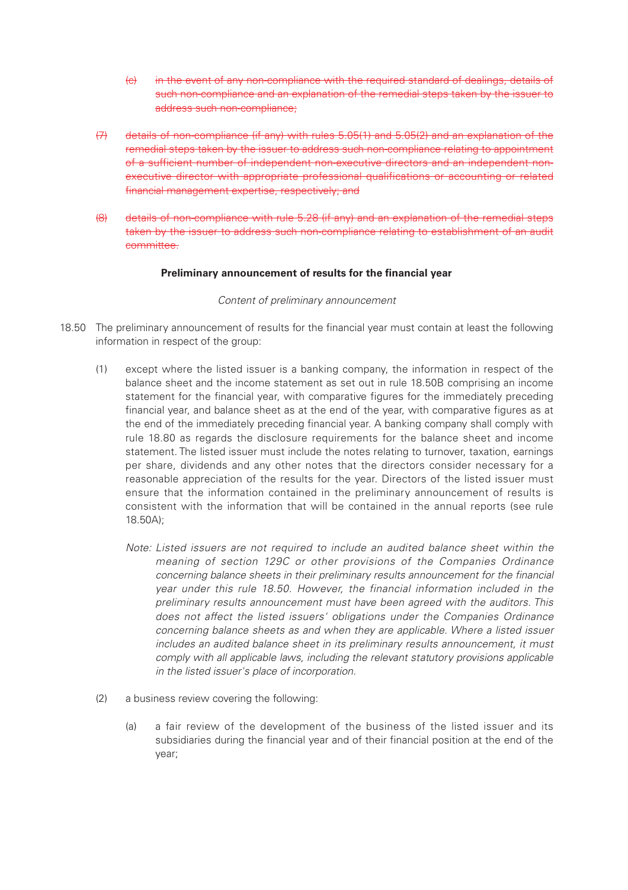~~(c) in the event of any non-compliance with the required standard of dealings, details of such non-compliance and an explanation of the remedial steps taken by the issuer to address such non-compliance;~~

~~(7) details of non-compliance (if any) with rules 5.05(1) and 5.05(2) and an explanation of the remedial steps taken by the issuer to address such non-compliance relating to appointment of a sufficient number of independent non-executive directors and an independent non-executive director with appropriate professional qualifications or accounting or related financial management expertise, respectively; and~~

~~(8) details of non-compliance with rule 5.28 (if any) and an explanation of the remedial steps taken by the issuer to address such non-compliance relating to establishment of an audit committee.~~

**Preliminary announcement of results for the financial year**

*Content of preliminary announcement*

18.50 The preliminary announcement of results for the financial year must contain at least the following information in respect of the group:

(1) except where the listed issuer is a banking company, the information in respect of the balance sheet and the income statement as set out in rule 18.50B comprising an income statement for the financial year, with comparative figures for the immediately preceding financial year, and balance sheet as at the end of the year, with comparative figures as at the end of the immediately preceding financial year. A banking company shall comply with rule 18.80 as regards the disclosure requirements for the balance sheet and income statement. The listed issuer must include the notes relating to turnover, taxation, earnings per share, dividends and any other notes that the directors consider necessary for a reasonable appreciation of the results for the year. Directors of the listed issuer must ensure that the information contained in the preliminary announcement of results is consistent with the information that will be contained in the annual reports (see rule 18.50A);

*Note: Listed issuers are not required to include an audited balance sheet within the meaning of section 129C or other provisions of the Companies Ordinance concerning balance sheets in their preliminary results announcement for the financial year under this rule 18.50. However, the financial information included in the preliminary results announcement must have been agreed with the auditors. This does not affect the listed issuers' obligations under the Companies Ordinance concerning balance sheets as and when they are applicable. Where a listed issuer includes an audited balance sheet in its preliminary results announcement, it must comply with all applicable laws, including the relevant statutory provisions applicable in the listed issuer's place of incorporation.*

(2) a business review covering the following:

(a) a fair review of the development of the business of the listed issuer and its subsidiaries during the financial year and of their financial position at the end of the year;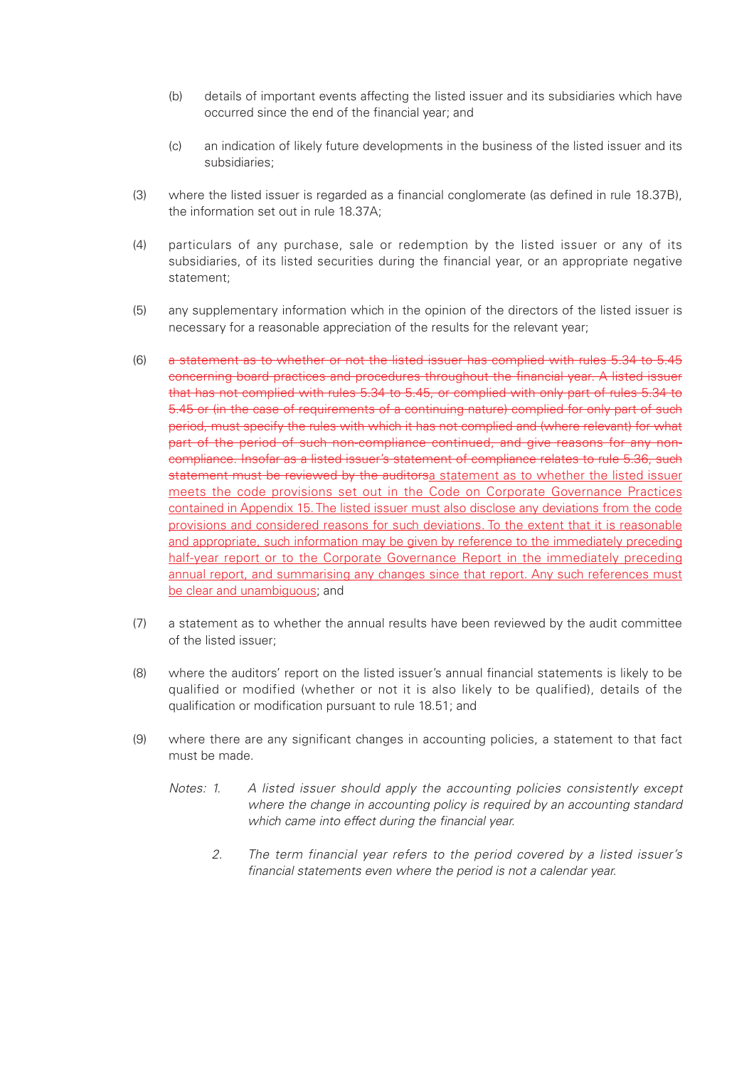(b) details of important events affecting the listed issuer and its subsidiaries which have occurred since the end of the financial year; and

(c) an indication of likely future developments in the business of the listed issuer and its subsidiaries;

(3) where the listed issuer is regarded as a financial conglomerate (as defined in rule 18.37B), the information set out in rule 18.37A;

(4) particulars of any purchase, sale or redemption by the listed issuer or any of its subsidiaries, of its listed securities during the financial year, or an appropriate negative statement;

(5) any supplementary information which in the opinion of the directors of the listed issuer is necessary for a reasonable appreciation of the results for the relevant year;

(6) ~~a statement as to whether or not the listed issuer has complied with rules 5.34 to 5.45 concerning board practices and procedures throughout the financial year. A listed issuer that has not complied with rules 5.34 to 5.45, or complied with only part of rules 5.34 to 5.45 or (in the case of requirements of a continuing nature) complied for only part of such period, must specify the rules with which it has not complied and (where relevant) for what part of the period of such non-compliance continued, and give reasons for any non-compliance. Insofar as a listed issuer's statement of compliance relates to rule 5.36, such statement must be reviewed by the auditors~~<u>a statement as to whether the listed issuer meets the code provisions set out in the Code on Corporate Governance Practices contained in Appendix 15. The listed issuer must also disclose any deviations from the code provisions and considered reasons for such deviations. To the extent that it is reasonable and appropriate, such information may be given by reference to the immediately preceding half-year report or to the Corporate Governance Report in the immediately preceding annual report, and summarising any changes since that report. Any such references must be clear and unambiguous</u>; and

(7) a statement as to whether the annual results have been reviewed by the audit committee of the listed issuer;

(8) where the auditors' report on the listed issuer's annual financial statements is likely to be qualified or modified (whether or not it is also likely to be qualified), details of the qualification or modification pursuant to rule 18.51; and

(9) where there are any significant changes in accounting policies, a statement to that fact must be made.

*Notes: 1. A listed issuer should apply the accounting policies consistently except where the change in accounting policy is required by an accounting standard which came into effect during the financial year.*

*2. The term financial year refers to the period covered by a listed issuer's financial statements even where the period is not a calendar year.*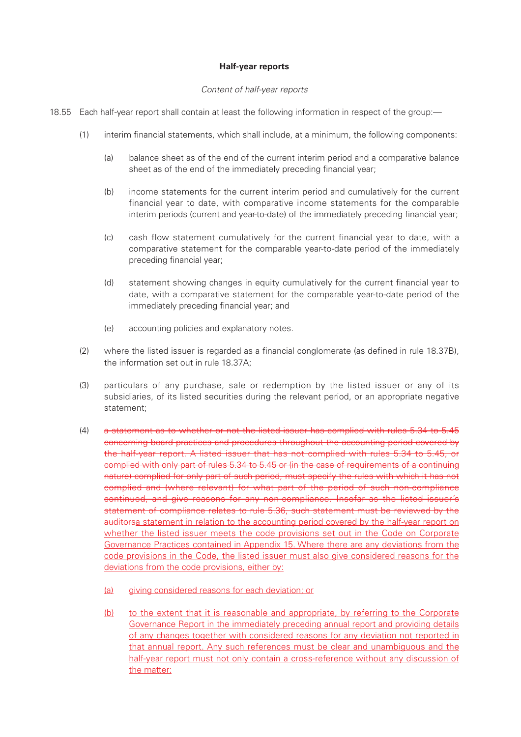**Half-year reports**

*Content of half-year reports*

18.55 Each half-year report shall contain at least the following information in respect of the group:—

(1) interim financial statements, which shall include, at a minimum, the following components:

(a) balance sheet as of the end of the current interim period and a comparative balance sheet as of the end of the immediately preceding financial year;

(b) income statements for the current interim period and cumulatively for the current financial year to date, with comparative income statements for the comparable interim periods (current and year-to-date) of the immediately preceding financial year;

(c) cash flow statement cumulatively for the current financial year to date, with a comparative statement for the comparable year-to-date period of the immediately preceding financial year;

(d) statement showing changes in equity cumulatively for the current financial year to date, with a comparative statement for the comparable year-to-date period of the immediately preceding financial year; and

(e) accounting policies and explanatory notes.

(2) where the listed issuer is regarded as a financial conglomerate (as defined in rule 18.37B), the information set out in rule 18.37A;

(3) particulars of any purchase, sale or redemption by the listed issuer or any of its subsidiaries, of its listed securities during the relevant period, or an appropriate negative statement;

(4) ~~a statement as to whether or not the listed issuer has complied with rules 5.34 to 5.45 concerning board practices and procedures throughout the accounting period covered by the half-year report. A listed issuer that has not complied with rules 5.34 to 5.45, or complied with only part of rules 5.34 to 5.45 or (in the case of requirements of a continuing nature) complied for only part of such period, must specify the rules with which it has not complied and (where relevant) for what part of the period of such non-compliance continued, and give reasons for any non-compliance. Insofar as the listed issuer's statement of compliance relates to rule 5.36, such statement must be reviewed by the auditors~~<u>a statement in relation to the accounting period covered by the half-year report on whether the listed issuer meets the code provisions set out in the Code on Corporate Governance Practices contained in Appendix 15. Where there are any deviations from the code provisions in the Code, the listed issuer must also give considered reasons for the deviations from the code provisions, either by:</u>

<u>(a)</u> <u>giving considered reasons for each deviation; or</u>

<u>(b)</u> <u>to the extent that it is reasonable and appropriate, by referring to the Corporate Governance Report in the immediately preceding annual report and providing details of any changes together with considered reasons for any deviation not reported in that annual report. Any such references must be clear and unambiguous and the half-year report must not only contain a cross-reference without any discussion of the matter;</u>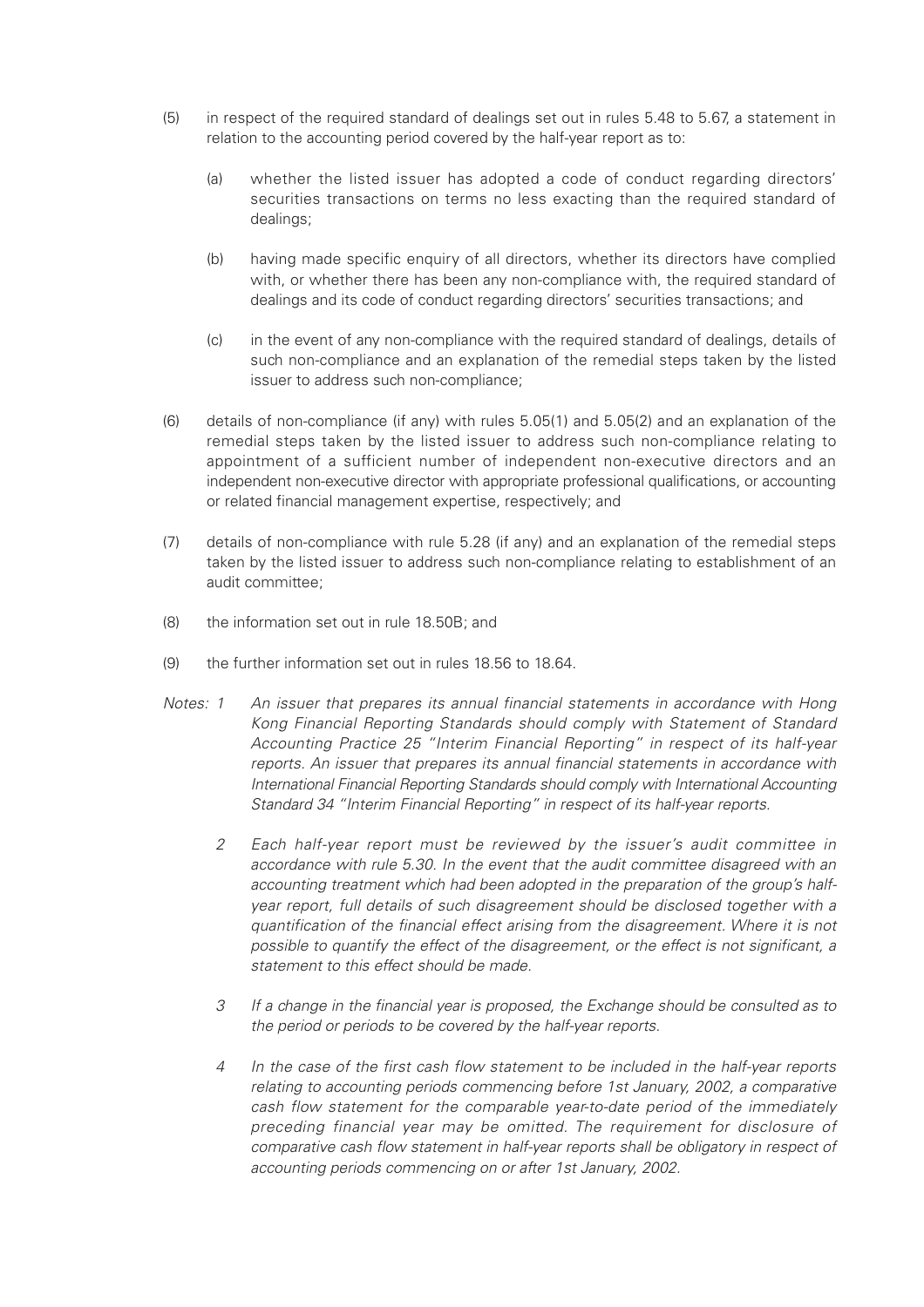(5) in respect of the required standard of dealings set out in rules 5.48 to 5.67, a statement in relation to the accounting period covered by the half-year report as to:

  (a) whether the listed issuer has adopted a code of conduct regarding directors' securities transactions on terms no less exacting than the required standard of dealings;

  (b) having made specific enquiry of all directors, whether its directors have complied with, or whether there has been any non-compliance with, the required standard of dealings and its code of conduct regarding directors' securities transactions; and

  (c) in the event of any non-compliance with the required standard of dealings, details of such non-compliance and an explanation of the remedial steps taken by the listed issuer to address such non-compliance;

(6) details of non-compliance (if any) with rules 5.05(1) and 5.05(2) and an explanation of the remedial steps taken by the listed issuer to address such non-compliance relating to appointment of a sufficient number of independent non-executive directors and an independent non-executive director with appropriate professional qualifications, or accounting or related financial management expertise, respectively; and

(7) details of non-compliance with rule 5.28 (if any) and an explanation of the remedial steps taken by the listed issuer to address such non-compliance relating to establishment of an audit committee;

(8) the information set out in rule 18.50B; and

(9) the further information set out in rules 18.56 to 18.64.

*Notes:* 1 *An issuer that prepares its annual financial statements in accordance with Hong Kong Financial Reporting Standards should comply with Statement of Standard Accounting Practice 25 "Interim Financial Reporting" in respect of its half-year reports. An issuer that prepares its annual financial statements in accordance with International Financial Reporting Standards should comply with International Accounting Standard 34 "Interim Financial Reporting" in respect of its half-year reports.*

2 *Each half-year report must be reviewed by the issuer's audit committee in accordance with rule 5.30. In the event that the audit committee disagreed with an accounting treatment which had been adopted in the preparation of the group's half-year report, full details of such disagreement should be disclosed together with a quantification of the financial effect arising from the disagreement. Where it is not possible to quantify the effect of the disagreement, or the effect is not significant, a statement to this effect should be made.*

3 *If a change in the financial year is proposed, the Exchange should be consulted as to the period or periods to be covered by the half-year reports.*

4 *In the case of the first cash flow statement to be included in the half-year reports relating to accounting periods commencing before 1st January, 2002, a comparative cash flow statement for the comparable year-to-date period of the immediately preceding financial year may be omitted. The requirement for disclosure of comparative cash flow statement in half-year reports shall be obligatory in respect of accounting periods commencing on or after 1st January, 2002.*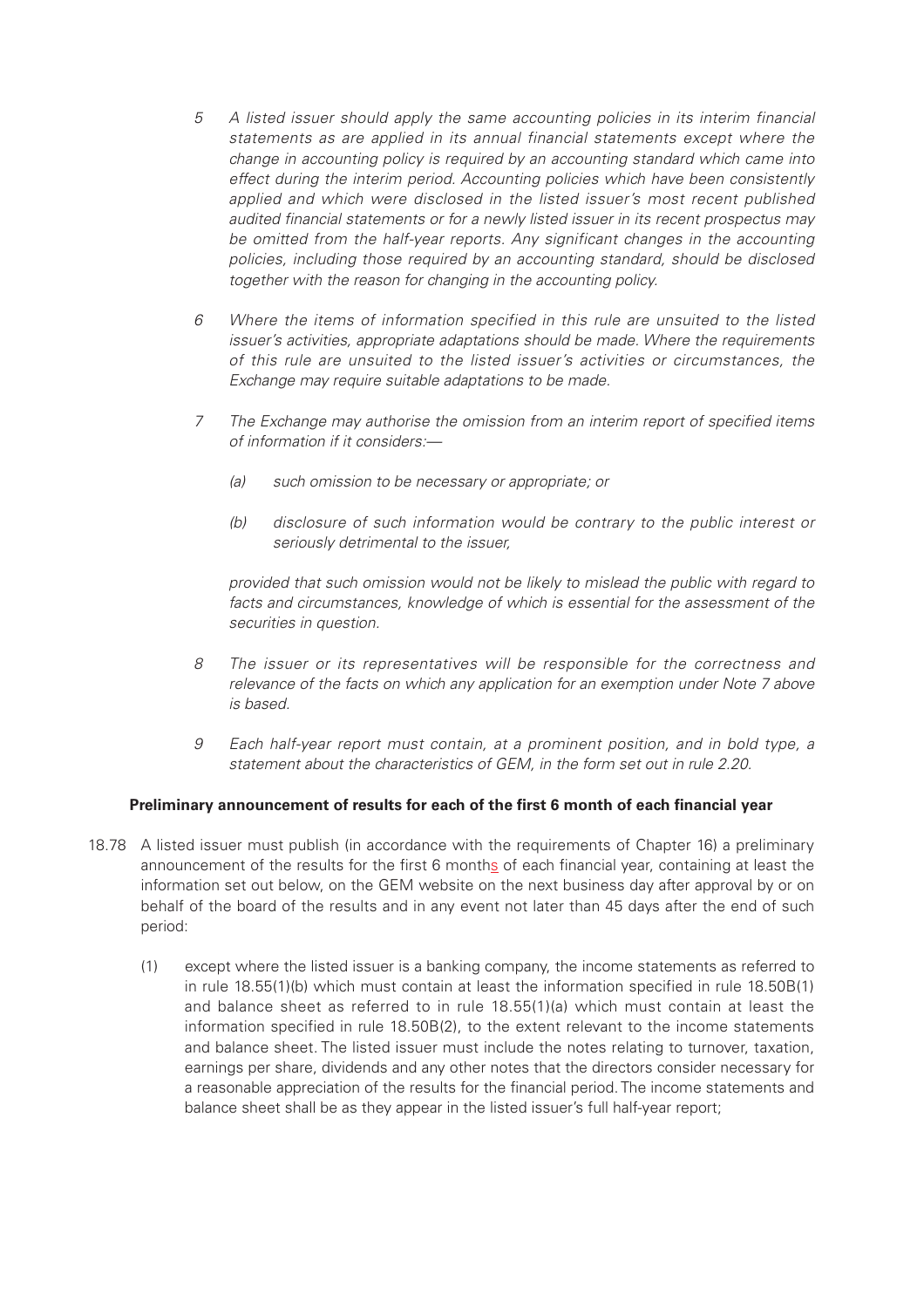*5 A listed issuer should apply the same accounting policies in its interim financial statements as are applied in its annual financial statements except where the change in accounting policy is required by an accounting standard which came into effect during the interim period. Accounting policies which have been consistently applied and which were disclosed in the listed issuer's most recent published audited financial statements or for a newly listed issuer in its recent prospectus may be omitted from the half-year reports. Any significant changes in the accounting policies, including those required by an accounting standard, should be disclosed together with the reason for changing in the accounting policy.*

*6 Where the items of information specified in this rule are unsuited to the listed issuer's activities, appropriate adaptations should be made. Where the requirements of this rule are unsuited to the listed issuer's activities or circumstances, the Exchange may require suitable adaptations to be made.*

*7 The Exchange may authorise the omission from an interim report of specified items of information if it considers:—*

*(a) such omission to be necessary or appropriate; or*

*(b) disclosure of such information would be contrary to the public interest or seriously detrimental to the issuer,*

*provided that such omission would not be likely to mislead the public with regard to facts and circumstances, knowledge of which is essential for the assessment of the securities in question.*

*8 The issuer or its representatives will be responsible for the correctness and relevance of the facts on which any application for an exemption under Note 7 above is based.*

*9 Each half-year report must contain, at a prominent position, and in bold type, a statement about the characteristics of GEM, in the form set out in rule 2.20.*

**Preliminary announcement of results for each of the first 6 month of each financial year**

18.78 A listed issuer must publish (in accordance with the requirements of Chapter 16) a preliminary announcement of the results for the first 6 months of each financial year, containing at least the information set out below, on the GEM website on the next business day after approval by or on behalf of the board of the results and in any event not later than 45 days after the end of such period:

(1) except where the listed issuer is a banking company, the income statements as referred to in rule 18.55(1)(b) which must contain at least the information specified in rule 18.50B(1) and balance sheet as referred to in rule 18.55(1)(a) which must contain at least the information specified in rule 18.50B(2), to the extent relevant to the income statements and balance sheet. The listed issuer must include the notes relating to turnover, taxation, earnings per share, dividends and any other notes that the directors consider necessary for a reasonable appreciation of the results for the financial period. The income statements and balance sheet shall be as they appear in the listed issuer's full half-year report;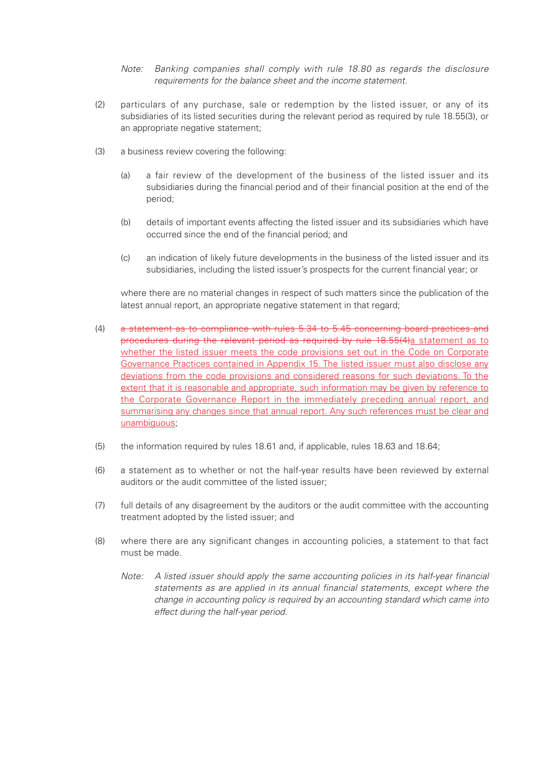*Note: Banking companies shall comply with rule 18.80 as regards the disclosure requirements for the balance sheet and the income statement.*

(2) particulars of any purchase, sale or redemption by the listed issuer, or any of its subsidiaries of its listed securities during the relevant period as required by rule 18.55(3), or an appropriate negative statement;

(3) a business review covering the following:

  (a) a fair review of the development of the business of the listed issuer and its subsidiaries during the financial period and of their financial position at the end of the period;

  (b) details of important events affecting the listed issuer and its subsidiaries which have occurred since the end of the financial period; and

  (c) an indication of likely future developments in the business of the listed issuer and its subsidiaries, including the listed issuer's prospects for the current financial year; or

  where there are no material changes in respect of such matters since the publication of the latest annual report, an appropriate negative statement in that regard;

(4) ~~a statement as to compliance with rules 5.34 to 5.45 concerning board practices and procedures during the relevant period as required by rule 18.55(4)~~<u>a statement as to whether the listed issuer meets the code provisions set out in the Code on Corporate Governance Practices contained in Appendix 15. The listed issuer must also disclose any deviations from the code provisions and considered reasons for such deviations. To the extent that it is reasonable and appropriate, such information may be given by reference to the Corporate Governance Report in the immediately preceding annual report, and summarising any changes since that annual report. Any such references must be clear and unambiguous</u>;

(5) the information required by rules 18.61 and, if applicable, rules 18.63 and 18.64;

(6) a statement as to whether or not the half-year results have been reviewed by external auditors or the audit committee of the listed issuer;

(7) full details of any disagreement by the auditors or the audit committee with the accounting treatment adopted by the listed issuer; and

(8) where there are any significant changes in accounting policies, a statement to that fact must be made.

  *Note: A listed issuer should apply the same accounting policies in its half-year financial statements as are applied in its annual financial statements, except where the change in accounting policy is required by an accounting standard which came into effect during the half-year period.*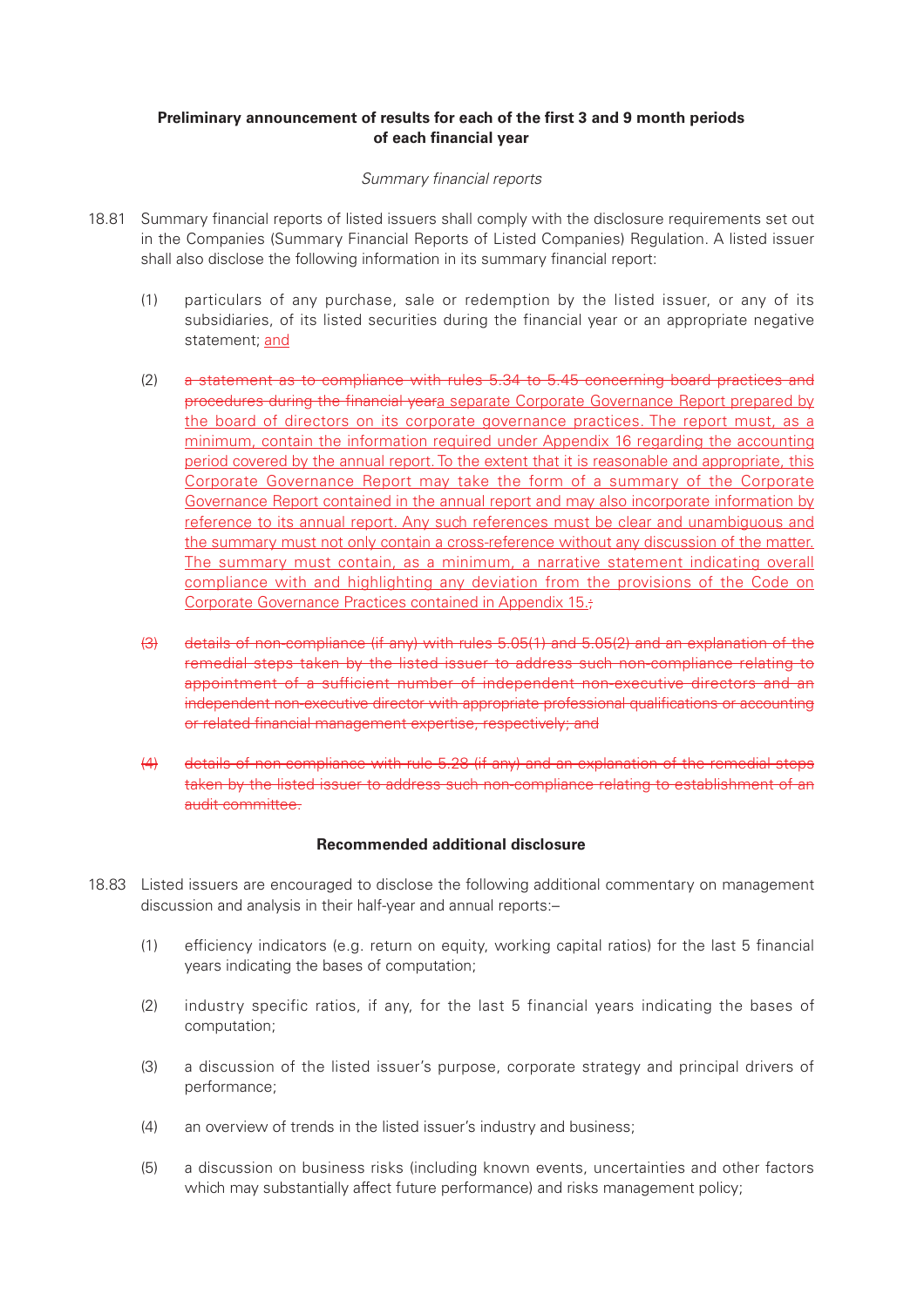**Preliminary announcement of results for each of the first 3 and 9 month periods of each financial year**

*Summary financial reports*

18.81 Summary financial reports of listed issuers shall comply with the disclosure requirements set out in the Companies (Summary Financial Reports of Listed Companies) Regulation. A listed issuer shall also disclose the following information in its summary financial report:

(1) particulars of any purchase, sale or redemption by the listed issuer, or any of its subsidiaries, of its listed securities during the financial year or an appropriate negative statement; <u>and</u>

(2) ~~a statement as to compliance with rules 5.34 to 5.45 concerning board practices and procedures during the financial year~~<u>a separate Corporate Governance Report prepared by the board of directors on its corporate governance practices. The report must, as a minimum, contain the information required under Appendix 16 regarding the accounting period covered by the annual report. To the extent that it is reasonable and appropriate, this Corporate Governance Report may take the form of a summary of the Corporate Governance Report contained in the annual report and may also incorporate information by reference to its annual report. Any such references must be clear and unambiguous and the summary must not only contain a cross-reference without any discussion of the matter. The summary must contain, as a minimum, a narrative statement indicating overall compliance with and highlighting any deviation from the provisions of the Code on Corporate Governance Practices contained in Appendix 15.</u>~~;~~

~~(3) details of non-compliance (if any) with rules 5.05(1) and 5.05(2) and an explanation of the remedial steps taken by the listed issuer to address such non-compliance relating to appointment of a sufficient number of independent non-executive directors and an independent non-executive director with appropriate professional qualifications or accounting or related financial management expertise, respectively; and~~

~~(4) details of non-compliance with rule 5.28 (if any) and an explanation of the remedial steps taken by the listed issuer to address such non-compliance relating to establishment of an audit committee.~~

**Recommended additional disclosure**

18.83 Listed issuers are encouraged to disclose the following additional commentary on management discussion and analysis in their half-year and annual reports:–

(1) efficiency indicators (e.g. return on equity, working capital ratios) for the last 5 financial years indicating the bases of computation;

(2) industry specific ratios, if any, for the last 5 financial years indicating the bases of computation;

(3) a discussion of the listed issuer's purpose, corporate strategy and principal drivers of performance;

(4) an overview of trends in the listed issuer's industry and business;

(5) a discussion on business risks (including known events, uncertainties and other factors which may substantially affect future performance) and risks management policy;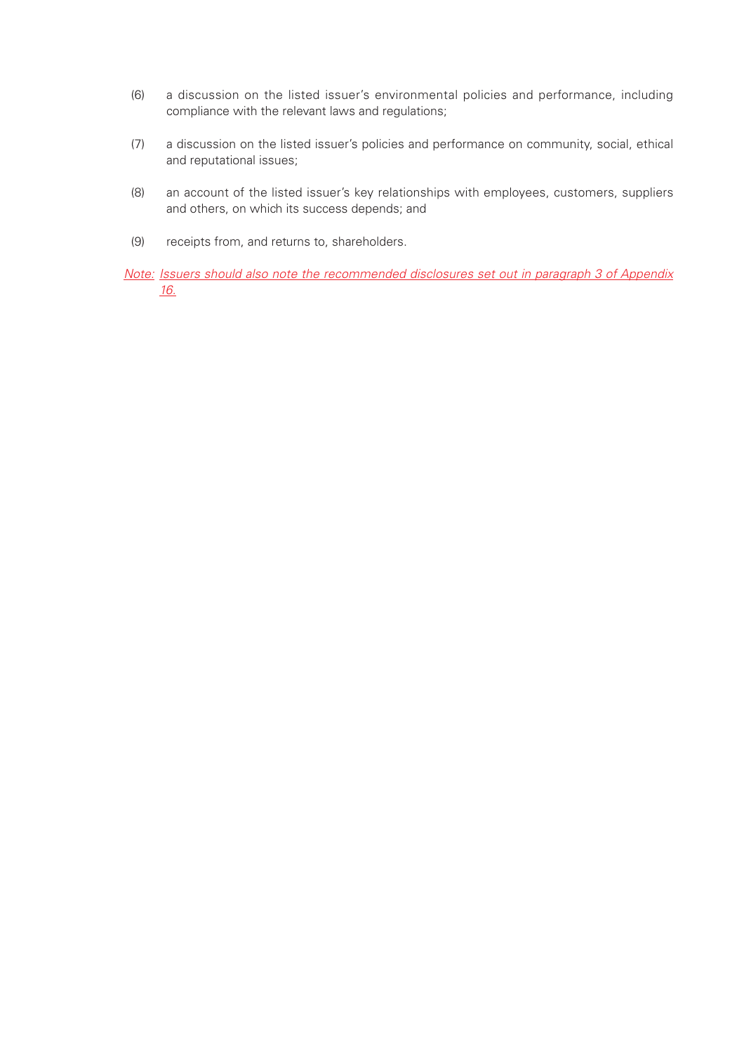(6) a discussion on the listed issuer's environmental policies and performance, including compliance with the relevant laws and regulations;

(7) a discussion on the listed issuer's policies and performance on community, social, ethical and reputational issues;

(8) an account of the listed issuer's key relationships with employees, customers, suppliers and others, on which its success depends; and

(9) receipts from, and returns to, shareholders.

*Note: Issuers should also note the recommended disclosures set out in paragraph 3 of Appendix 16.*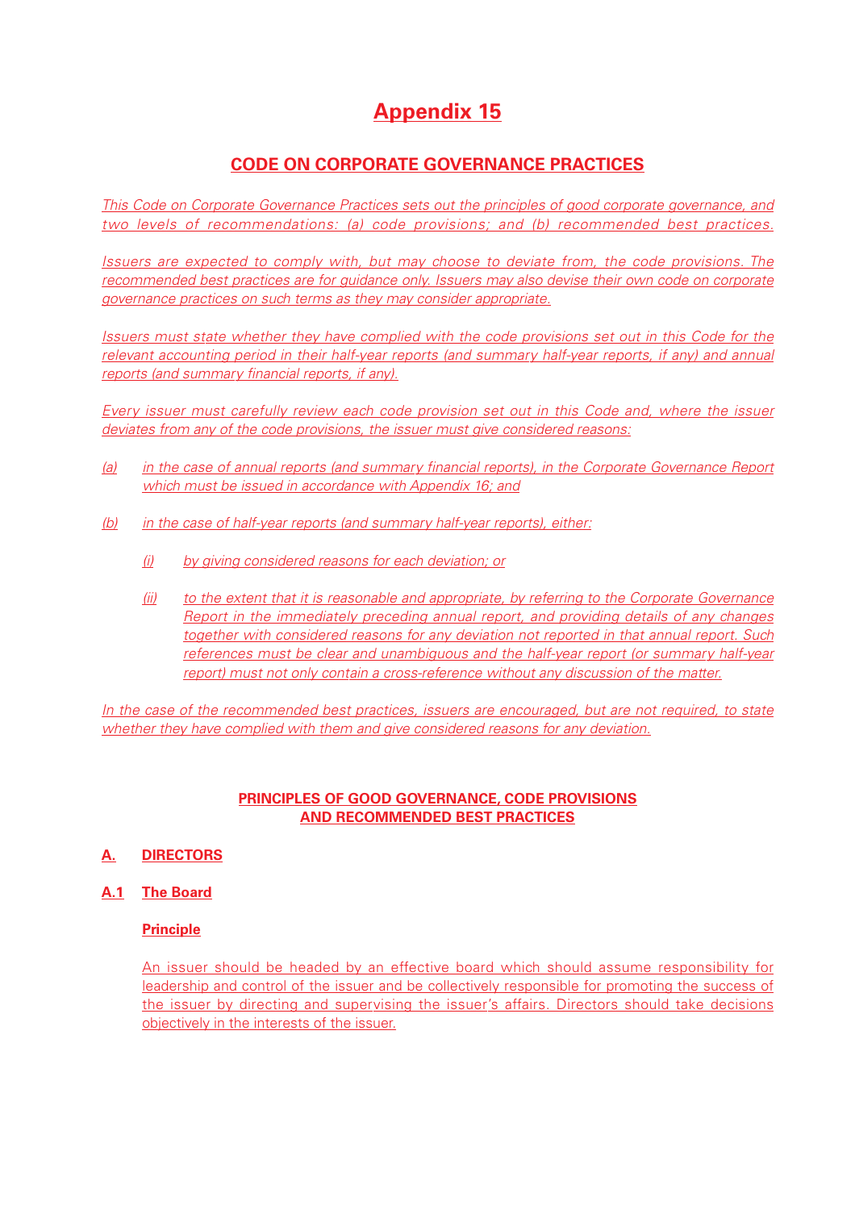# Appendix 15

## CODE ON CORPORATE GOVERNANCE PRACTICES

*This Code on Corporate Governance Practices sets out the principles of good corporate governance, and two levels of recommendations: (a) code provisions; and (b) recommended best practices.*

*Issuers are expected to comply with, but may choose to deviate from, the code provisions. The recommended best practices are for guidance only. Issuers may also devise their own code on corporate governance practices on such terms as they may consider appropriate.*

*Issuers must state whether they have complied with the code provisions set out in this Code for the relevant accounting period in their half-year reports (and summary half-year reports, if any) and annual reports (and summary financial reports, if any).*

*Every issuer must carefully review each code provision set out in this Code and, where the issuer deviates from any of the code provisions, the issuer must give considered reasons:*

*(a) in the case of annual reports (and summary financial reports), in the Corporate Governance Report which must be issued in accordance with Appendix 16; and*

*(b) in the case of half-year reports (and summary half-year reports), either:*

   *(i) by giving considered reasons for each deviation; or*

   *(ii) to the extent that it is reasonable and appropriate, by referring to the Corporate Governance Report in the immediately preceding annual report, and providing details of any changes together with considered reasons for any deviation not reported in that annual report. Such references must be clear and unambiguous and the half-year report (or summary half-year report) must not only contain a cross-reference without any discussion of the matter.*

*In the case of the recommended best practices, issuers are encouraged, but are not required, to state whether they have complied with them and give considered reasons for any deviation.*

### PRINCIPLES OF GOOD GOVERNANCE, CODE PROVISIONS AND RECOMMENDED BEST PRACTICES

### A. DIRECTORS

#### A.1 The Board

**Principle**

An issuer should be headed by an effective board which should assume responsibility for leadership and control of the issuer and be collectively responsible for promoting the success of the issuer by directing and supervising the issuer's affairs. Directors should take decisions objectively in the interests of the issuer.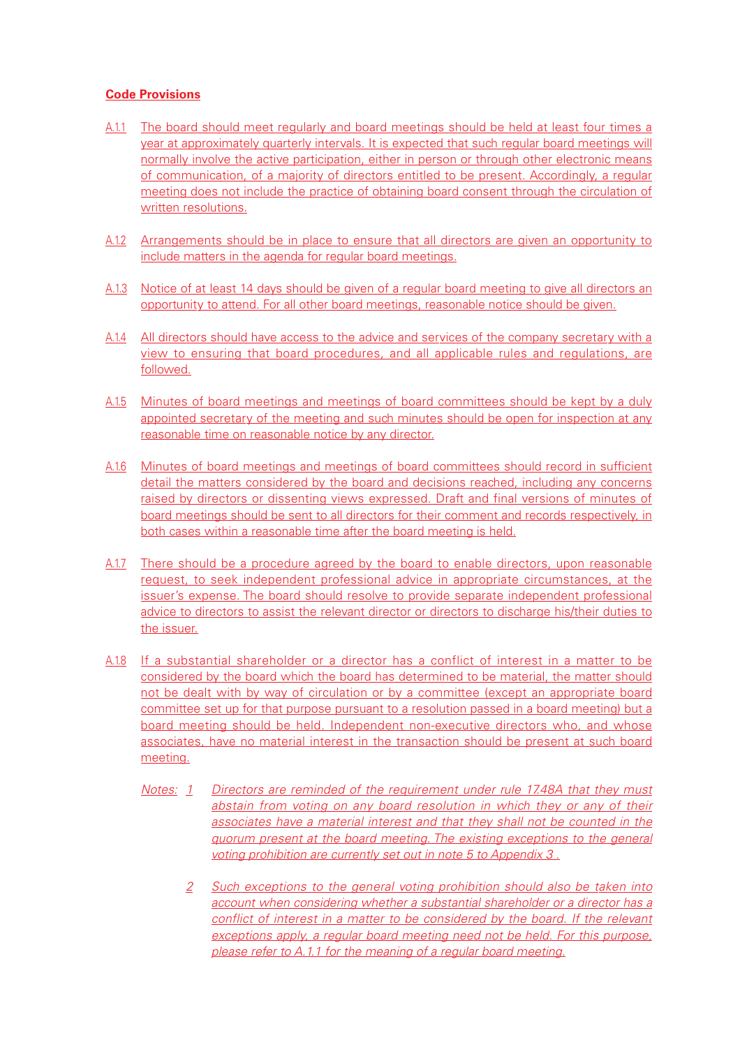**Code Provisions**

A.1.1 The board should meet regularly and board meetings should be held at least four times a year at approximately quarterly intervals. It is expected that such regular board meetings will normally involve the active participation, either in person or through other electronic means of communication, of a majority of directors entitled to be present. Accordingly, a regular meeting does not include the practice of obtaining board consent through the circulation of written resolutions.

A.1.2 Arrangements should be in place to ensure that all directors are given an opportunity to include matters in the agenda for regular board meetings.

A.1.3 Notice of at least 14 days should be given of a regular board meeting to give all directors an opportunity to attend. For all other board meetings, reasonable notice should be given.

A.1.4 All directors should have access to the advice and services of the company secretary with a view to ensuring that board procedures, and all applicable rules and regulations, are followed.

A.1.5 Minutes of board meetings and meetings of board committees should be kept by a duly appointed secretary of the meeting and such minutes should be open for inspection at any reasonable time on reasonable notice by any director.

A.1.6 Minutes of board meetings and meetings of board committees should record in sufficient detail the matters considered by the board and decisions reached, including any concerns raised by directors or dissenting views expressed. Draft and final versions of minutes of board meetings should be sent to all directors for their comment and records respectively, in both cases within a reasonable time after the board meeting is held.

A.1.7 There should be a procedure agreed by the board to enable directors, upon reasonable request, to seek independent professional advice in appropriate circumstances, at the issuer's expense. The board should resolve to provide separate independent professional advice to directors to assist the relevant director or directors to discharge his/their duties to the issuer.

A.1.8 If a substantial shareholder or a director has a conflict of interest in a matter to be considered by the board which the board has determined to be material, the matter should not be dealt with by way of circulation or by a committee (except an appropriate board committee set up for that purpose pursuant to a resolution passed in a board meeting) but a board meeting should be held. Independent non-executive directors who, and whose associates, have no material interest in the transaction should be present at such board meeting.

*Notes:* 

1. *Directors are reminded of the requirement under rule 17.48A that they must abstain from voting on any board resolution in which they or any of their associates have a material interest and that they shall not be counted in the quorum present at the board meeting. The existing exceptions to the general voting prohibition are currently set out in note 5 to Appendix 3 .*

2. *Such exceptions to the general voting prohibition should also be taken into account when considering whether a substantial shareholder or a director has a conflict of interest in a matter to be considered by the board. If the relevant exceptions apply, a regular board meeting need not be held. For this purpose, please refer to A.1.1 for the meaning of a regular board meeting.*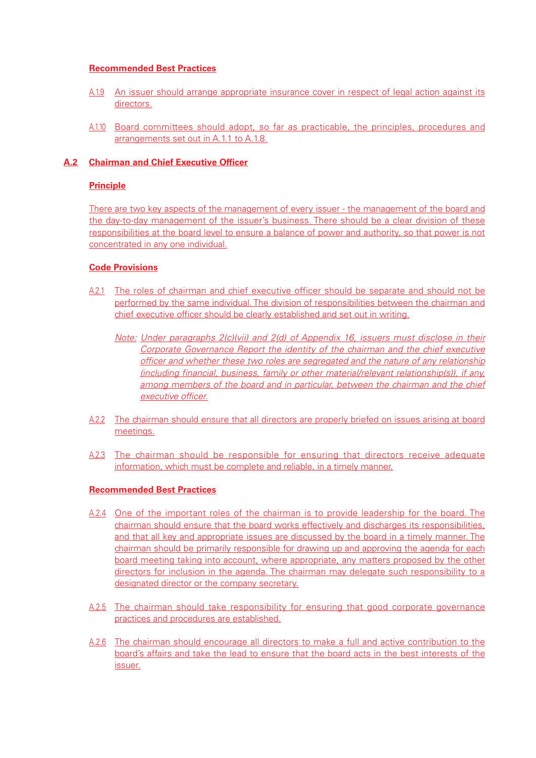### Recommended Best Practices

A.1.9 An issuer should arrange appropriate insurance cover in respect of legal action against its directors.

A.1.10 Board committees should adopt, so far as practicable, the principles, procedures and arrangements set out in A.1.1 to A.1.8.

## A.2 Chairman and Chief Executive Officer

### Principle

There are two key aspects of the management of every issuer - the management of the board and the day-to-day management of the issuer's business. There should be a clear division of these responsibilities at the board level to ensure a balance of power and authority, so that power is not concentrated in any one individual.

### Code Provisions

A.2.1 The roles of chairman and chief executive officer should be separate and should not be performed by the same individual. The division of responsibilities between the chairman and chief executive officer should be clearly established and set out in writing.

*Note: Under paragraphs 2(c)(vii) and 2(d) of Appendix 16, issuers must disclose in their Corporate Governance Report the identity of the chairman and the chief executive officer and whether these two roles are segregated and the nature of any relationship (including financial, business, family or other material/relevant relationship(s)), if any, among members of the board and in particular, between the chairman and the chief executive officer.*

A.2.2 The chairman should ensure that all directors are properly briefed on issues arising at board meetings.

A.2.3 The chairman should be responsible for ensuring that directors receive adequate information, which must be complete and reliable, in a timely manner.

### Recommended Best Practices

A.2.4 One of the important roles of the chairman is to provide leadership for the board. The chairman should ensure that the board works effectively and discharges its responsibilities, and that all key and appropriate issues are discussed by the board in a timely manner. The chairman should be primarily responsible for drawing up and approving the agenda for each board meeting taking into account, where appropriate, any matters proposed by the other directors for inclusion in the agenda. The chairman may delegate such responsibility to a designated director or the company secretary.

A.2.5 The chairman should take responsibility for ensuring that good corporate governance practices and procedures are established.

A.2.6 The chairman should encourage all directors to make a full and active contribution to the board's affairs and take the lead to ensure that the board acts in the best interests of the issuer.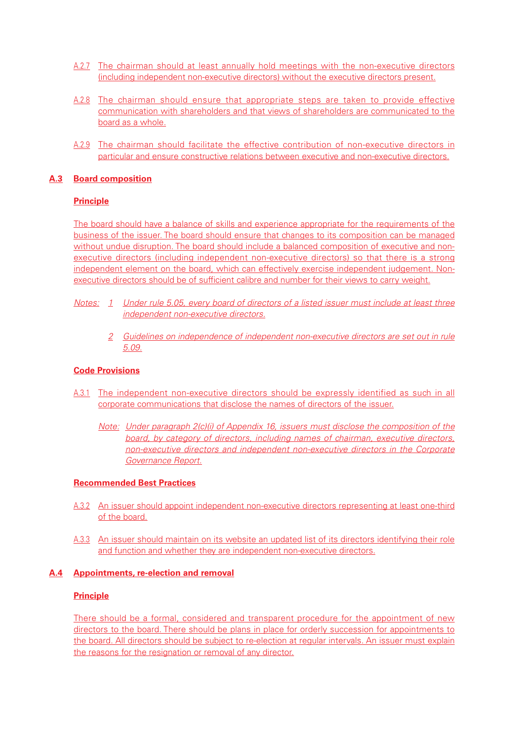A.2.7 The chairman should at least annually hold meetings with the non-executive directors (including independent non-executive directors) without the executive directors present.

A.2.8 The chairman should ensure that appropriate steps are taken to provide effective communication with shareholders and that views of shareholders are communicated to the board as a whole.

A.2.9 The chairman should facilitate the effective contribution of non-executive directors in particular and ensure constructive relations between executive and non-executive directors.

## A.3 Board composition

### Principle

The board should have a balance of skills and experience appropriate for the requirements of the business of the issuer. The board should ensure that changes to its composition can be managed without undue disruption. The board should include a balanced composition of executive and non-executive directors (including independent non-executive directors) so that there is a strong independent element on the board, which can effectively exercise independent judgement. Non-executive directors should be of sufficient calibre and number for their views to carry weight.

*Notes: 1 Under rule 5.05, every board of directors of a listed issuer must include at least three independent non-executive directors.*

*2 Guidelines on independence of independent non-executive directors are set out in rule 5.09.*

### Code Provisions

A.3.1 The independent non-executive directors should be expressly identified as such in all corporate communications that disclose the names of directors of the issuer.

*Note: Under paragraph 2(c)(i) of Appendix 16, issuers must disclose the composition of the board, by category of directors, including names of chairman, executive directors, non-executive directors and independent non-executive directors in the Corporate Governance Report.*

### Recommended Best Practices

A.3.2 An issuer should appoint independent non-executive directors representing at least one-third of the board.

A.3.3 An issuer should maintain on its website an updated list of its directors identifying their role and function and whether they are independent non-executive directors.

## A.4 Appointments, re-election and removal

### Principle

There should be a formal, considered and transparent procedure for the appointment of new directors to the board. There should be plans in place for orderly succession for appointments to the board. All directors should be subject to re-election at regular intervals. An issuer must explain the reasons for the resignation or removal of any director.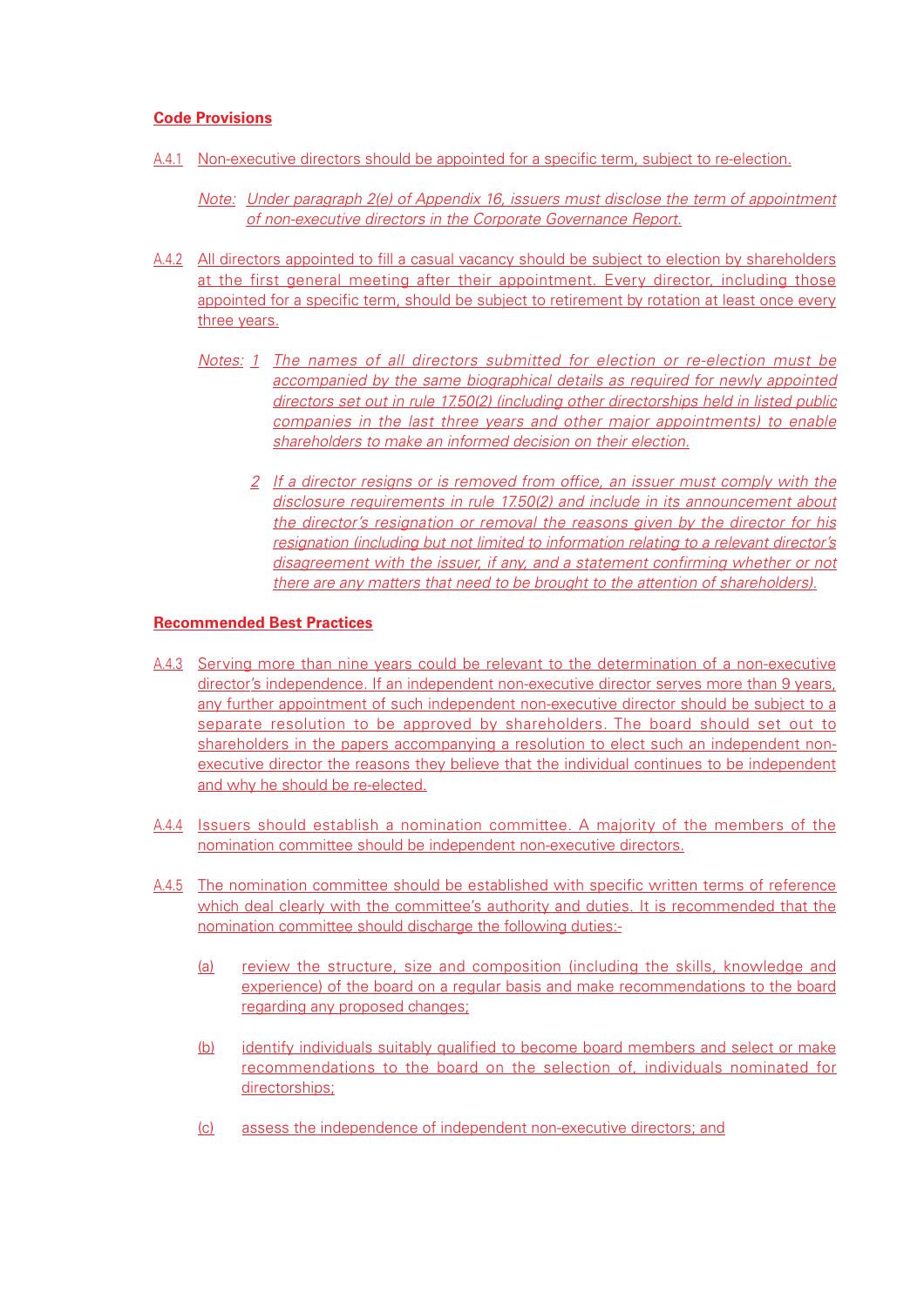**Code Provisions**

A.4.1 Non-executive directors should be appointed for a specific term, subject to re-election.

*Note: Under paragraph 2(e) of Appendix 16, issuers must disclose the term of appointment of non-executive directors in the Corporate Governance Report.*

A.4.2 All directors appointed to fill a casual vacancy should be subject to election by shareholders at the first general meeting after their appointment. Every director, including those appointed for a specific term, should be subject to retirement by rotation at least once every three years.

*Notes: 1 The names of all directors submitted for election or re-election must be accompanied by the same biographical details as required for newly appointed directors set out in rule 17.50(2) (including other directorships held in listed public companies in the last three years and other major appointments) to enable shareholders to make an informed decision on their election.*

*2 If a director resigns or is removed from office, an issuer must comply with the disclosure requirements in rule 17.50(2) and include in its announcement about the director's resignation or removal the reasons given by the director for his resignation (including but not limited to information relating to a relevant director's disagreement with the issuer, if any, and a statement confirming whether or not there are any matters that need to be brought to the attention of shareholders).*

**Recommended Best Practices**

A.4.3 Serving more than nine years could be relevant to the determination of a non-executive director's independence. If an independent non-executive director serves more than 9 years, any further appointment of such independent non-executive director should be subject to a separate resolution to be approved by shareholders. The board should set out to shareholders in the papers accompanying a resolution to elect such an independent non-executive director the reasons they believe that the individual continues to be independent and why he should be re-elected.

A.4.4 Issuers should establish a nomination committee. A majority of the members of the nomination committee should be independent non-executive directors.

A.4.5 The nomination committee should be established with specific written terms of reference which deal clearly with the committee's authority and duties. It is recommended that the nomination committee should discharge the following duties:-

(a) review the structure, size and composition (including the skills, knowledge and experience) of the board on a regular basis and make recommendations to the board regarding any proposed changes;

(b) identify individuals suitably qualified to become board members and select or make recommendations to the board on the selection of, individuals nominated for directorships;

(c) assess the independence of independent non-executive directors; and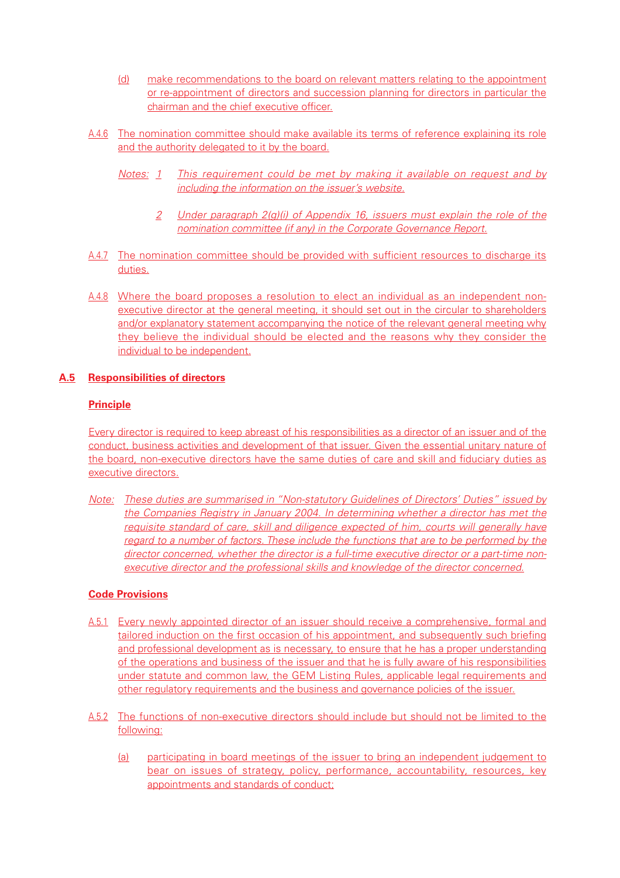(d) make recommendations to the board on relevant matters relating to the appointment or re-appointment of directors and succession planning for directors in particular the chairman and the chief executive officer.

A.4.6 The nomination committee should make available its terms of reference explaining its role and the authority delegated to it by the board.

*Notes: 1 This requirement could be met by making it available on request and by including the information on the issuer's website.*

*2 Under paragraph 2(g)(i) of Appendix 16, issuers must explain the role of the nomination committee (if any) in the Corporate Governance Report.*

A.4.7 The nomination committee should be provided with sufficient resources to discharge its duties.

A.4.8 Where the board proposes a resolution to elect an individual as an independent non-executive director at the general meeting, it should set out in the circular to shareholders and/or explanatory statement accompanying the notice of the relevant general meeting why they believe the individual should be elected and the reasons why they consider the individual to be independent.

## A.5 Responsibilities of directors

### Principle

Every director is required to keep abreast of his responsibilities as a director of an issuer and of the conduct, business activities and development of that issuer. Given the essential unitary nature of the board, non-executive directors have the same duties of care and skill and fiduciary duties as executive directors.

*Note: These duties are summarised in "Non-statutory Guidelines of Directors' Duties" issued by the Companies Registry in January 2004. In determining whether a director has met the requisite standard of care, skill and diligence expected of him, courts will generally have regard to a number of factors. These include the functions that are to be performed by the director concerned, whether the director is a full-time executive director or a part-time non-executive director and the professional skills and knowledge of the director concerned.*

### Code Provisions

A.5.1 Every newly appointed director of an issuer should receive a comprehensive, formal and tailored induction on the first occasion of his appointment, and subsequently such briefing and professional development as is necessary, to ensure that he has a proper understanding of the operations and business of the issuer and that he is fully aware of his responsibilities under statute and common law, the GEM Listing Rules, applicable legal requirements and other regulatory requirements and the business and governance policies of the issuer.

A.5.2 The functions of non-executive directors should include but should not be limited to the following:

(a) participating in board meetings of the issuer to bring an independent judgement to bear on issues of strategy, policy, performance, accountability, resources, key appointments and standards of conduct;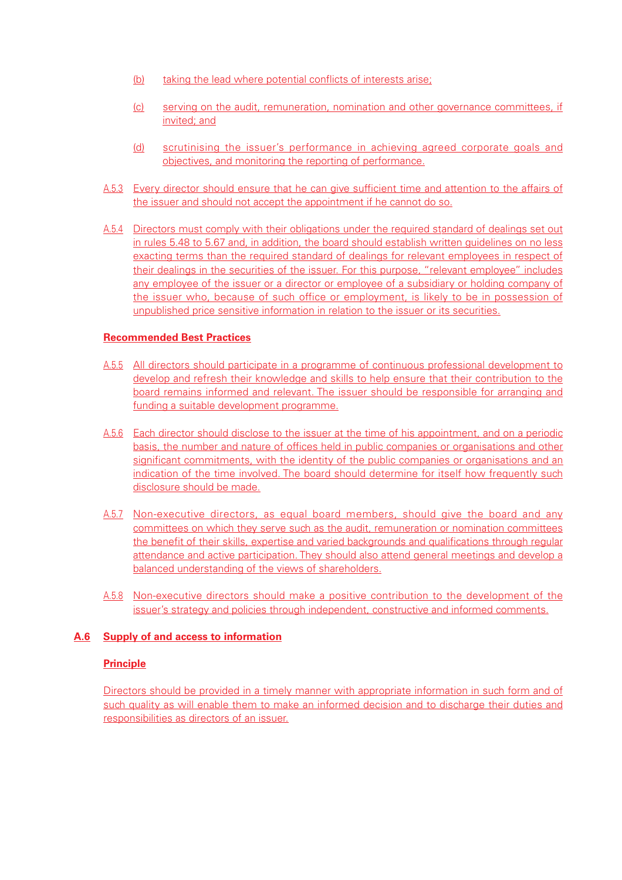(b) taking the lead where potential conflicts of interests arise;

(c) serving on the audit, remuneration, nomination and other governance committees, if invited; and

(d) scrutinising the issuer's performance in achieving agreed corporate goals and objectives, and monitoring the reporting of performance.

A.5.3 Every director should ensure that he can give sufficient time and attention to the affairs of the issuer and should not accept the appointment if he cannot do so.

A.5.4 Directors must comply with their obligations under the required standard of dealings set out in rules 5.48 to 5.67 and, in addition, the board should establish written guidelines on no less exacting terms than the required standard of dealings for relevant employees in respect of their dealings in the securities of the issuer. For this purpose, "relevant employee" includes any employee of the issuer or a director or employee of a subsidiary or holding company of the issuer who, because of such office or employment, is likely to be in possession of unpublished price sensitive information in relation to the issuer or its securities.

**Recommended Best Practices**

A.5.5 All directors should participate in a programme of continuous professional development to develop and refresh their knowledge and skills to help ensure that their contribution to the board remains informed and relevant. The issuer should be responsible for arranging and funding a suitable development programme.

A.5.6 Each director should disclose to the issuer at the time of his appointment, and on a periodic basis, the number and nature of offices held in public companies or organisations and other significant commitments, with the identity of the public companies or organisations and an indication of the time involved. The board should determine for itself how frequently such disclosure should be made.

A.5.7 Non-executive directors, as equal board members, should give the board and any committees on which they serve such as the audit, remuneration or nomination committees the benefit of their skills, expertise and varied backgrounds and qualifications through regular attendance and active participation. They should also attend general meetings and develop a balanced understanding of the views of shareholders.

A.5.8 Non-executive directors should make a positive contribution to the development of the issuer's strategy and policies through independent, constructive and informed comments.

## A.6 Supply of and access to information

**Principle**

Directors should be provided in a timely manner with appropriate information in such form and of such quality as will enable them to make an informed decision and to discharge their duties and responsibilities as directors of an issuer.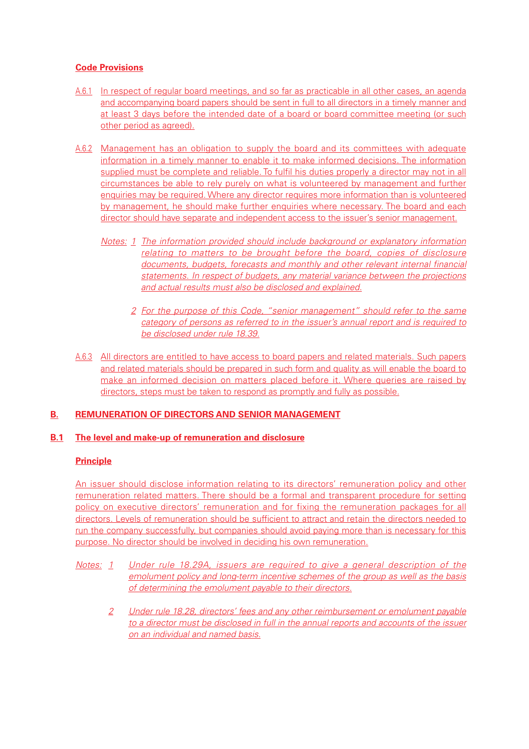**Code Provisions**

A.6.1 In respect of regular board meetings, and so far as practicable in all other cases, an agenda and accompanying board papers should be sent in full to all directors in a timely manner and at least 3 days before the intended date of a board or board committee meeting (or such other period as agreed).

A.6.2 Management has an obligation to supply the board and its committees with adequate information in a timely manner to enable it to make informed decisions. The information supplied must be complete and reliable. To fulfil his duties properly a director may not in all circumstances be able to rely purely on what is volunteered by management and further enquiries may be required. Where any director requires more information than is volunteered by management, he should make further enquiries where necessary. The board and each director should have separate and independent access to the issuer's senior management.

*Notes: 1 The information provided should include background or explanatory information relating to matters to be brought before the board, copies of disclosure documents, budgets, forecasts and monthly and other relevant internal financial statements. In respect of budgets, any material variance between the projections and actual results must also be disclosed and explained.*

*2 For the purpose of this Code, "senior management" should refer to the same category of persons as referred to in the issuer's annual report and is required to be disclosed under rule 18.39.*

A.6.3 All directors are entitled to have access to board papers and related materials. Such papers and related materials should be prepared in such form and quality as will enable the board to make an informed decision on matters placed before it. Where queries are raised by directors, steps must be taken to respond as promptly and fully as possible.

## B. REMUNERATION OF DIRECTORS AND SENIOR MANAGEMENT

### B.1 The level and make-up of remuneration and disclosure

**Principle**

An issuer should disclose information relating to its directors' remuneration policy and other remuneration related matters. There should be a formal and transparent procedure for setting policy on executive directors' remuneration and for fixing the remuneration packages for all directors. Levels of remuneration should be sufficient to attract and retain the directors needed to run the company successfully, but companies should avoid paying more than is necessary for this purpose. No director should be involved in deciding his own remuneration.

*Notes: 1 Under rule 18.29A, issuers are required to give a general description of the emolument policy and long-term incentive schemes of the group as well as the basis of determining the emolument payable to their directors.*

*2 Under rule 18.28, directors' fees and any other reimbursement or emolument payable to a director must be disclosed in full in the annual reports and accounts of the issuer on an individual and named basis.*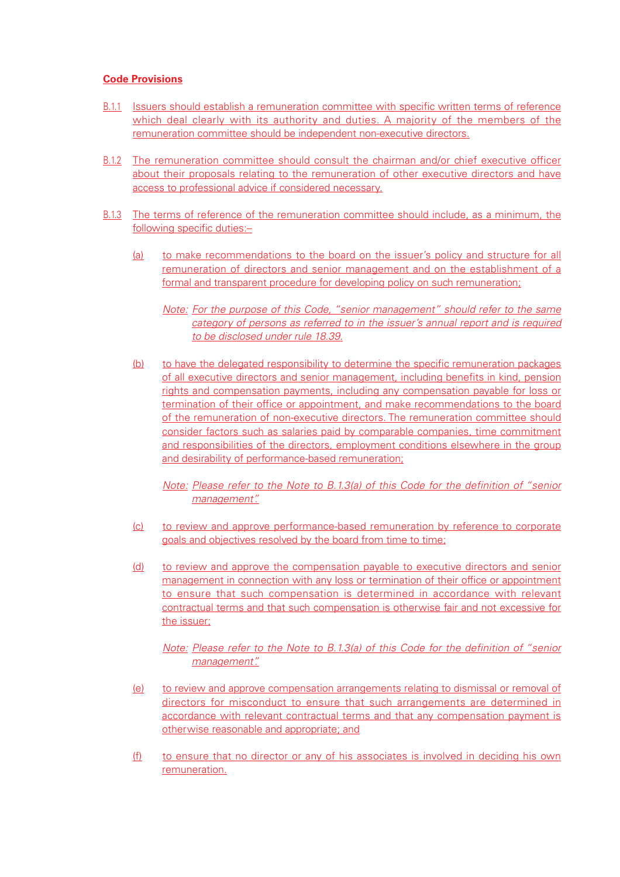**Code Provisions**

B.1.1 Issuers should establish a remuneration committee with specific written terms of reference which deal clearly with its authority and duties. A majority of the members of the remuneration committee should be independent non-executive directors.

B.1.2 The remuneration committee should consult the chairman and/or chief executive officer about their proposals relating to the remuneration of other executive directors and have access to professional advice if considered necessary.

B.1.3 The terms of reference of the remuneration committee should include, as a minimum, the following specific duties:–

(a) to make recommendations to the board on the issuer's policy and structure for all remuneration of directors and senior management and on the establishment of a formal and transparent procedure for developing policy on such remuneration;

*Note: For the purpose of this Code, "senior management" should refer to the same category of persons as referred to in the issuer's annual report and is required to be disclosed under rule 18.39.*

(b) to have the delegated responsibility to determine the specific remuneration packages of all executive directors and senior management, including benefits in kind, pension rights and compensation payments, including any compensation payable for loss or termination of their office or appointment, and make recommendations to the board of the remuneration of non-executive directors. The remuneration committee should consider factors such as salaries paid by comparable companies, time commitment and responsibilities of the directors, employment conditions elsewhere in the group and desirability of performance-based remuneration;

*Note: Please refer to the Note to B.1.3(a) of this Code for the definition of "senior management".*

(c) to review and approve performance-based remuneration by reference to corporate goals and objectives resolved by the board from time to time;

(d) to review and approve the compensation payable to executive directors and senior management in connection with any loss or termination of their office or appointment to ensure that such compensation is determined in accordance with relevant contractual terms and that such compensation is otherwise fair and not excessive for the issuer;

*Note: Please refer to the Note to B.1.3(a) of this Code for the definition of "senior management".*

(e) to review and approve compensation arrangements relating to dismissal or removal of directors for misconduct to ensure that such arrangements are determined in accordance with relevant contractual terms and that any compensation payment is otherwise reasonable and appropriate; and

(f) to ensure that no director or any of his associates is involved in deciding his own remuneration.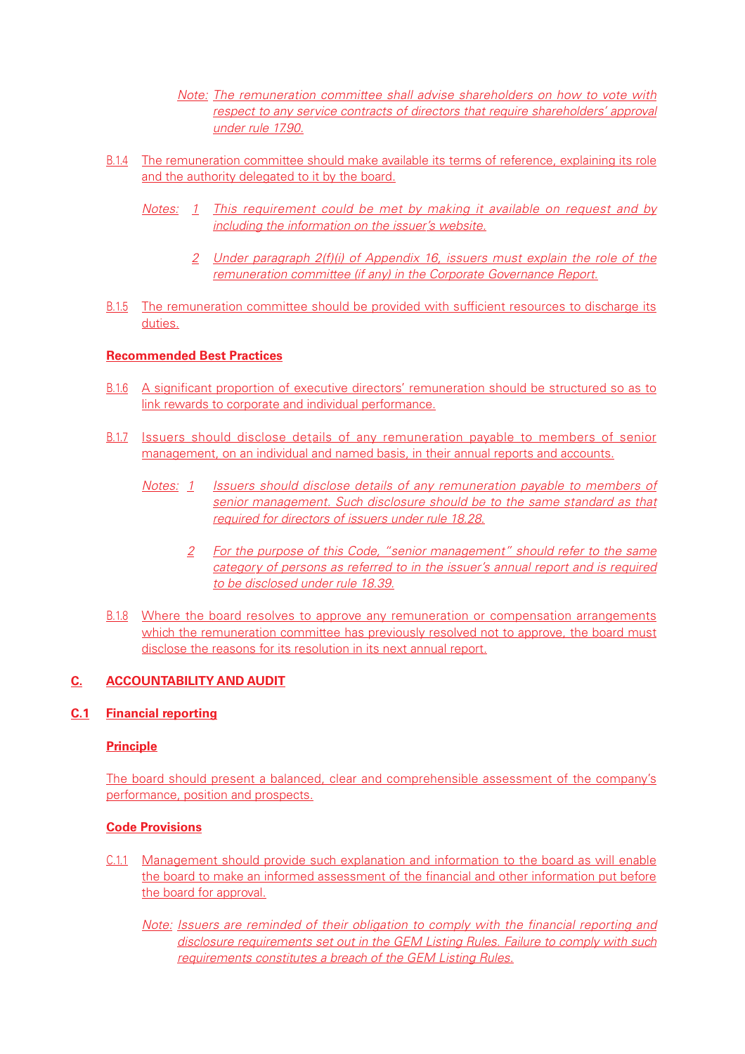*Note: The remuneration committee shall advise shareholders on how to vote with respect to any service contracts of directors that require shareholders' approval under rule 17.90.*

B.1.4 The remuneration committee should make available its terms of reference, explaining its role and the authority delegated to it by the board.

*Notes: 1 This requirement could be met by making it available on request and by including the information on the issuer's website.*

*2 Under paragraph 2(f)(i) of Appendix 16, issuers must explain the role of the remuneration committee (if any) in the Corporate Governance Report.*

B.1.5 The remuneration committee should be provided with sufficient resources to discharge its duties.

**Recommended Best Practices**

B.1.6 A significant proportion of executive directors' remuneration should be structured so as to link rewards to corporate and individual performance.

B.1.7 Issuers should disclose details of any remuneration payable to members of senior management, on an individual and named basis, in their annual reports and accounts.

*Notes: 1 Issuers should disclose details of any remuneration payable to members of senior management. Such disclosure should be to the same standard as that required for directors of issuers under rule 18.28.*

*2 For the purpose of this Code, "senior management" should refer to the same category of persons as referred to in the issuer's annual report and is required to be disclosed under rule 18.39.*

B.1.8 Where the board resolves to approve any remuneration or compensation arrangements which the remuneration committee has previously resolved not to approve, the board must disclose the reasons for its resolution in its next annual report.

## C. ACCOUNTABILITY AND AUDIT

### C.1 Financial reporting

**Principle**

The board should present a balanced, clear and comprehensible assessment of the company's performance, position and prospects.

**Code Provisions**

C.1.1 Management should provide such explanation and information to the board as will enable the board to make an informed assessment of the financial and other information put before the board for approval.

*Note: Issuers are reminded of their obligation to comply with the financial reporting and disclosure requirements set out in the GEM Listing Rules. Failure to comply with such requirements constitutes a breach of the GEM Listing Rules.*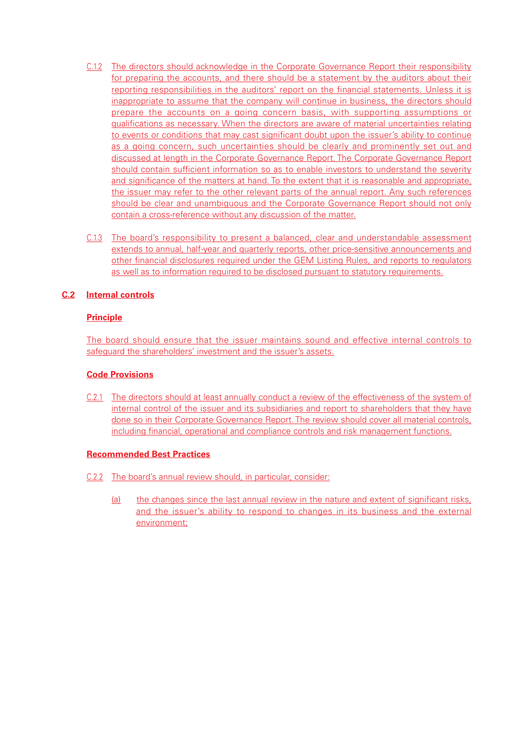C.1.2 The directors should acknowledge in the Corporate Governance Report their responsibility for preparing the accounts, and there should be a statement by the auditors about their reporting responsibilities in the auditors' report on the financial statements. Unless it is inappropriate to assume that the company will continue in business, the directors should prepare the accounts on a going concern basis, with supporting assumptions or qualifications as necessary. When the directors are aware of material uncertainties relating to events or conditions that may cast significant doubt upon the issuer's ability to continue as a going concern, such uncertainties should be clearly and prominently set out and discussed at length in the Corporate Governance Report. The Corporate Governance Report should contain sufficient information so as to enable investors to understand the severity and significance of the matters at hand. To the extent that it is reasonable and appropriate, the issuer may refer to the other relevant parts of the annual report. Any such references should be clear and unambiguous and the Corporate Governance Report should not only contain a cross-reference without any discussion of the matter.

C.1.3 The board's responsibility to present a balanced, clear and understandable assessment extends to annual, half-year and quarterly reports, other price-sensitive announcements and other financial disclosures required under the GEM Listing Rules, and reports to regulators as well as to information required to be disclosed pursuant to statutory requirements.

## C.2 Internal controls

### Principle

The board should ensure that the issuer maintains sound and effective internal controls to safeguard the shareholders' investment and the issuer's assets.

### Code Provisions

C.2.1 The directors should at least annually conduct a review of the effectiveness of the system of internal control of the issuer and its subsidiaries and report to shareholders that they have done so in their Corporate Governance Report. The review should cover all material controls, including financial, operational and compliance controls and risk management functions.

### Recommended Best Practices

C.2.2 The board's annual review should, in particular, consider:

(a) the changes since the last annual review in the nature and extent of significant risks, and the issuer's ability to respond to changes in its business and the external environment;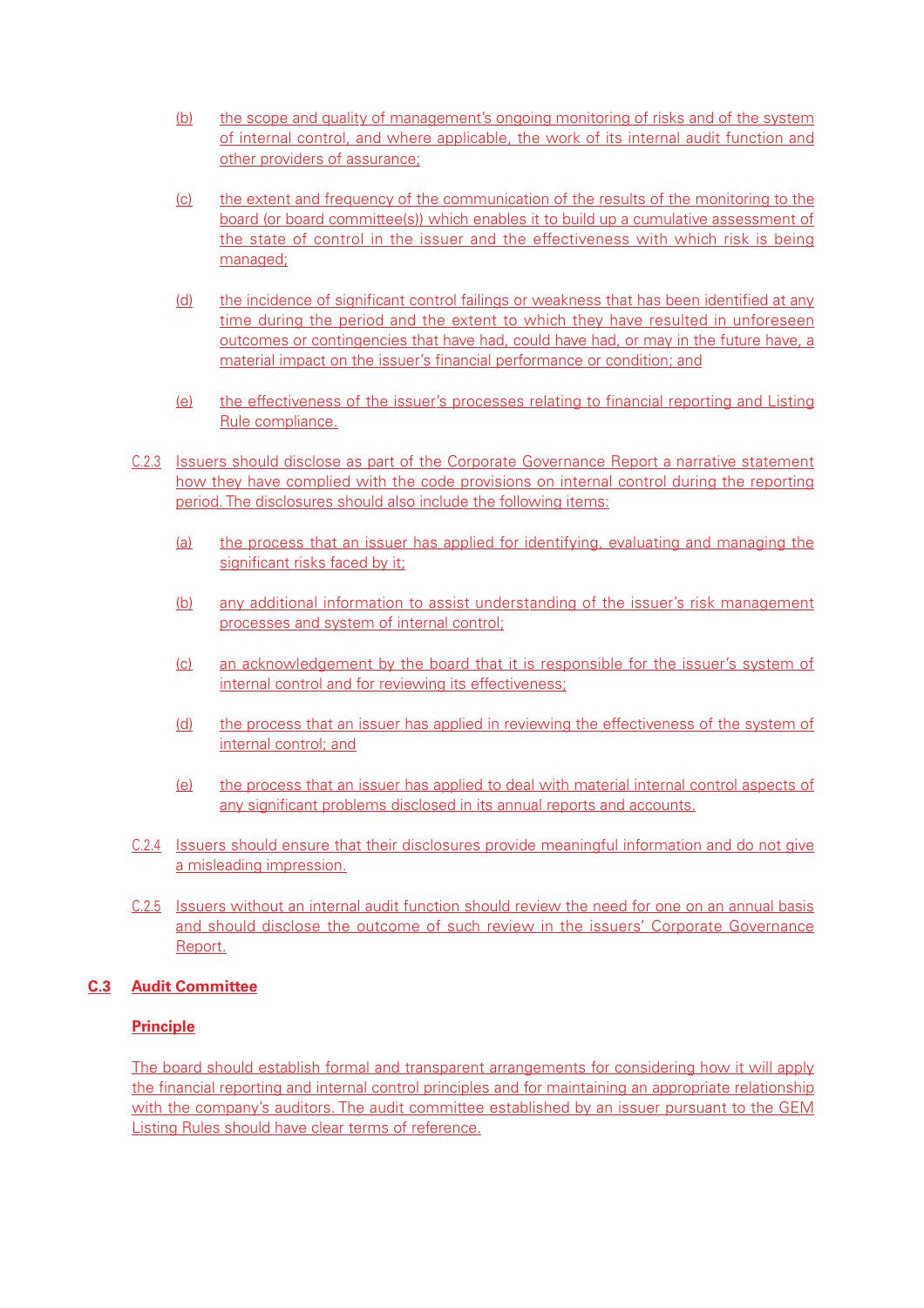(b) the scope and quality of management's ongoing monitoring of risks and of the system of internal control, and where applicable, the work of its internal audit function and other providers of assurance;

(c) the extent and frequency of the communication of the results of the monitoring to the board (or board committee(s)) which enables it to build up a cumulative assessment of the state of control in the issuer and the effectiveness with which risk is being managed;

(d) the incidence of significant control failings or weakness that has been identified at any time during the period and the extent to which they have resulted in unforeseen outcomes or contingencies that have had, could have had, or may in the future have, a material impact on the issuer's financial performance or condition; and

(e) the effectiveness of the issuer's processes relating to financial reporting and Listing Rule compliance.

C.2.3 Issuers should disclose as part of the Corporate Governance Report a narrative statement how they have complied with the code provisions on internal control during the reporting period. The disclosures should also include the following items:

(a) the process that an issuer has applied for identifying, evaluating and managing the significant risks faced by it;

(b) any additional information to assist understanding of the issuer's risk management processes and system of internal control;

(c) an acknowledgement by the board that it is responsible for the issuer's system of internal control and for reviewing its effectiveness;

(d) the process that an issuer has applied in reviewing the effectiveness of the system of internal control; and

(e) the process that an issuer has applied to deal with material internal control aspects of any significant problems disclosed in its annual reports and accounts.

C.2.4 Issuers should ensure that their disclosures provide meaningful information and do not give a misleading impression.

C.2.5 Issuers without an internal audit function should review the need for one on an annual basis and should disclose the outcome of such review in the issuers' Corporate Governance Report.

## C.3 Audit Committee

**Principle**

The board should establish formal and transparent arrangements for considering how it will apply the financial reporting and internal control principles and for maintaining an appropriate relationship with the company's auditors. The audit committee established by an issuer pursuant to the GEM Listing Rules should have clear terms of reference.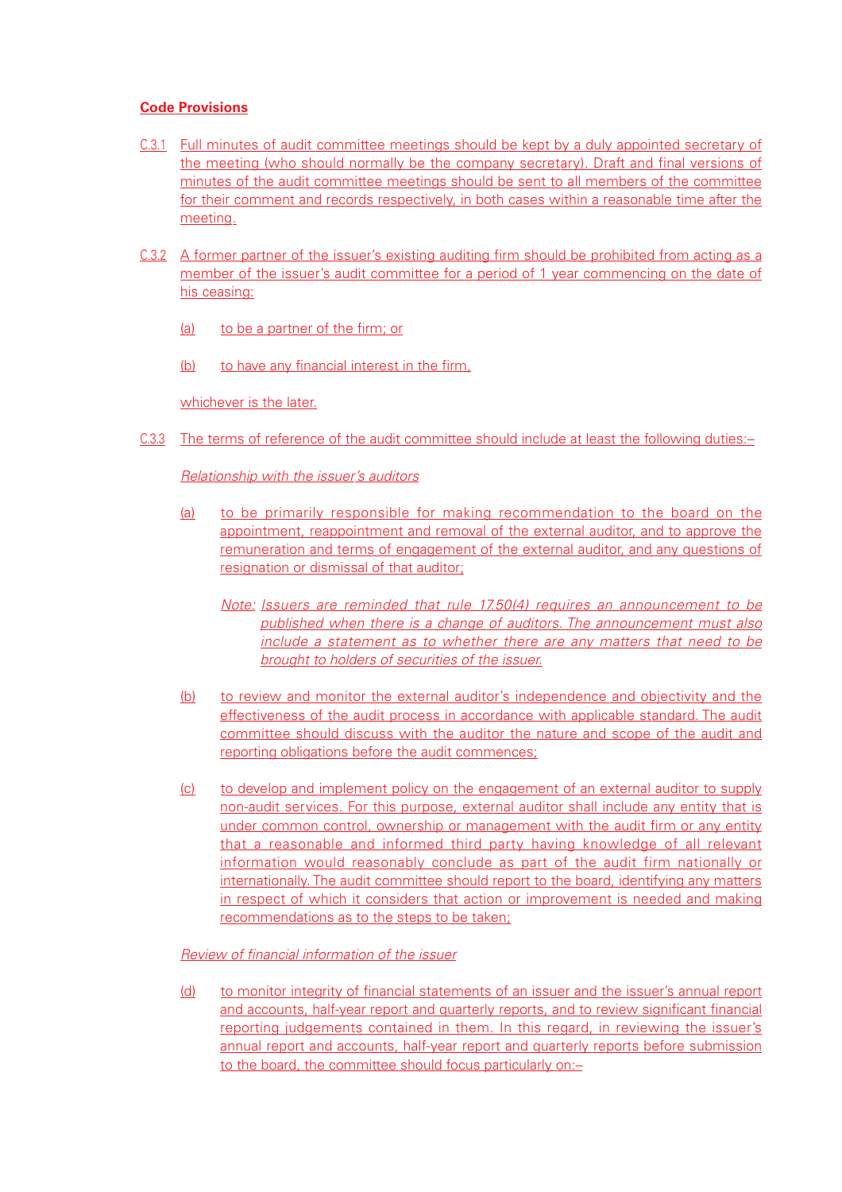**Code Provisions**

C.3.1 Full minutes of audit committee meetings should be kept by a duly appointed secretary of the meeting (who should normally be the company secretary). Draft and final versions of minutes of the audit committee meetings should be sent to all members of the committee for their comment and records respectively, in both cases within a reasonable time after the meeting.

C.3.2 A former partner of the issuer's existing auditing firm should be prohibited from acting as a member of the issuer's audit committee for a period of 1 year commencing on the date of his ceasing:

(a) to be a partner of the firm; or

(b) to have any financial interest in the firm,

whichever is the later.

C.3.3 The terms of reference of the audit committee should include at least the following duties:–

*Relationship with the issuer's auditors*

(a) to be primarily responsible for making recommendation to the board on the appointment, reappointment and removal of the external auditor, and to approve the remuneration and terms of engagement of the external auditor, and any questions of resignation or dismissal of that auditor;

*Note: Issuers are reminded that rule 17.50(4) requires an announcement to be published when there is a change of auditors. The announcement must also include a statement as to whether there are any matters that need to be brought to holders of securities of the issuer.*

(b) to review and monitor the external auditor's independence and objectivity and the effectiveness of the audit process in accordance with applicable standard. The audit committee should discuss with the auditor the nature and scope of the audit and reporting obligations before the audit commences;

(c) to develop and implement policy on the engagement of an external auditor to supply non-audit services. For this purpose, external auditor shall include any entity that is under common control, ownership or management with the audit firm or any entity that a reasonable and informed third party having knowledge of all relevant information would reasonably conclude as part of the audit firm nationally or internationally. The audit committee should report to the board, identifying any matters in respect of which it considers that action or improvement is needed and making recommendations as to the steps to be taken;

*Review of financial information of the issuer*

(d) to monitor integrity of financial statements of an issuer and the issuer's annual report and accounts, half-year report and quarterly reports, and to review significant financial reporting judgements contained in them. In this regard, in reviewing the issuer's annual report and accounts, half-year report and quarterly reports before submission to the board, the committee should focus particularly on:–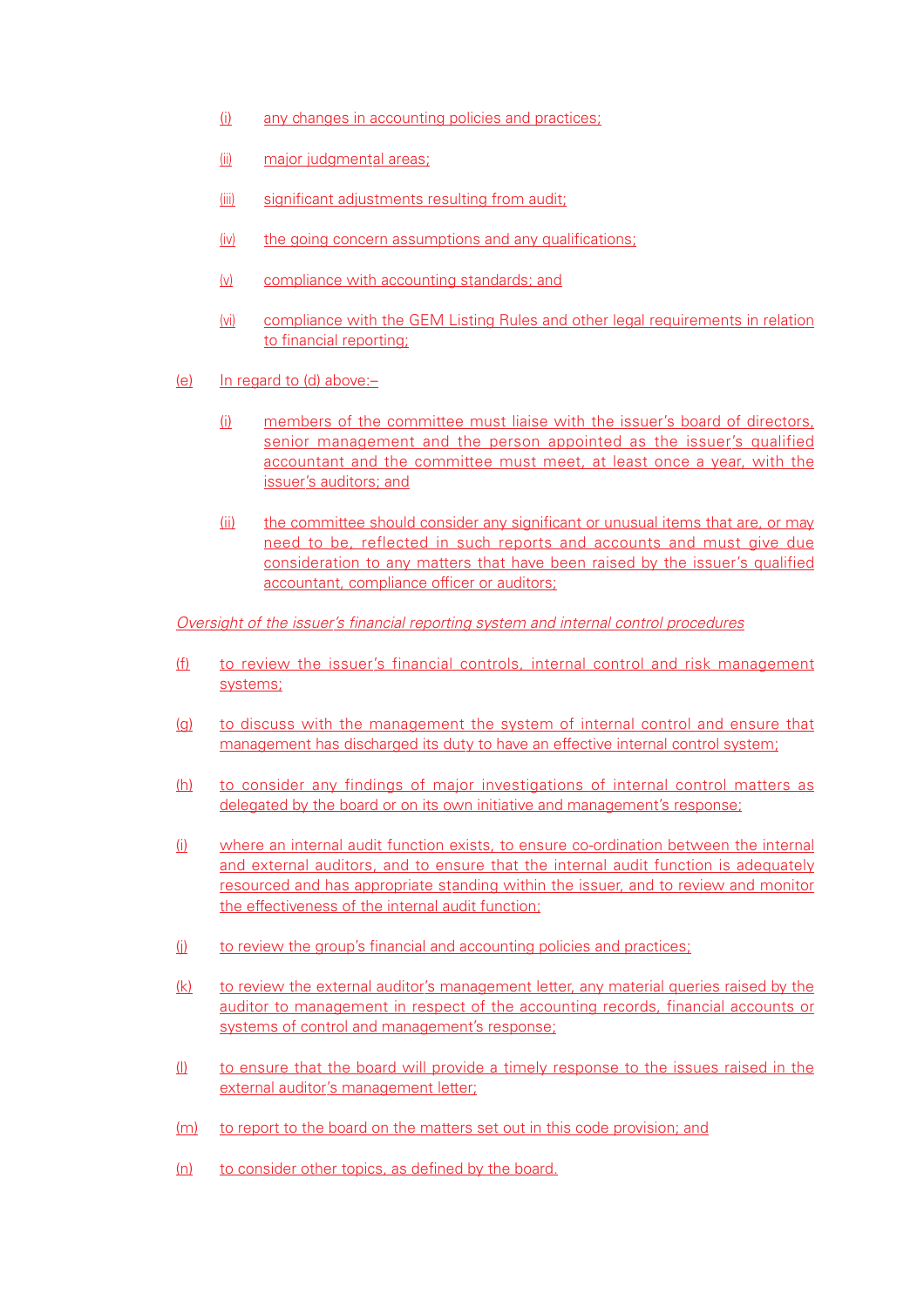(i) any changes in accounting policies and practices;

(ii) major judgmental areas;

(iii) significant adjustments resulting from audit;

(iv) the going concern assumptions and any qualifications;

(v) compliance with accounting standards; and

(vi) compliance with the GEM Listing Rules and other legal requirements in relation to financial reporting;

(e) In regard to (d) above:–

(i) members of the committee must liaise with the issuer's board of directors, senior management and the person appointed as the issuer's qualified accountant and the committee must meet, at least once a year, with the issuer's auditors; and

(ii) the committee should consider any significant or unusual items that are, or may need to be, reflected in such reports and accounts and must give due consideration to any matters that have been raised by the issuer's qualified accountant, compliance officer or auditors;

*Oversight of the issuer's financial reporting system and internal control procedures*

(f) to review the issuer's financial controls, internal control and risk management systems;

(g) to discuss with the management the system of internal control and ensure that management has discharged its duty to have an effective internal control system;

(h) to consider any findings of major investigations of internal control matters as delegated by the board or on its own initiative and management's response;

(i) where an internal audit function exists, to ensure co-ordination between the internal and external auditors, and to ensure that the internal audit function is adequately resourced and has appropriate standing within the issuer, and to review and monitor the effectiveness of the internal audit function;

(j) to review the group's financial and accounting policies and practices;

(k) to review the external auditor's management letter, any material queries raised by the auditor to management in respect of the accounting records, financial accounts or systems of control and management's response;

(l) to ensure that the board will provide a timely response to the issues raised in the external auditor's management letter;

(m) to report to the board on the matters set out in this code provision; and

(n) to consider other topics, as defined by the board.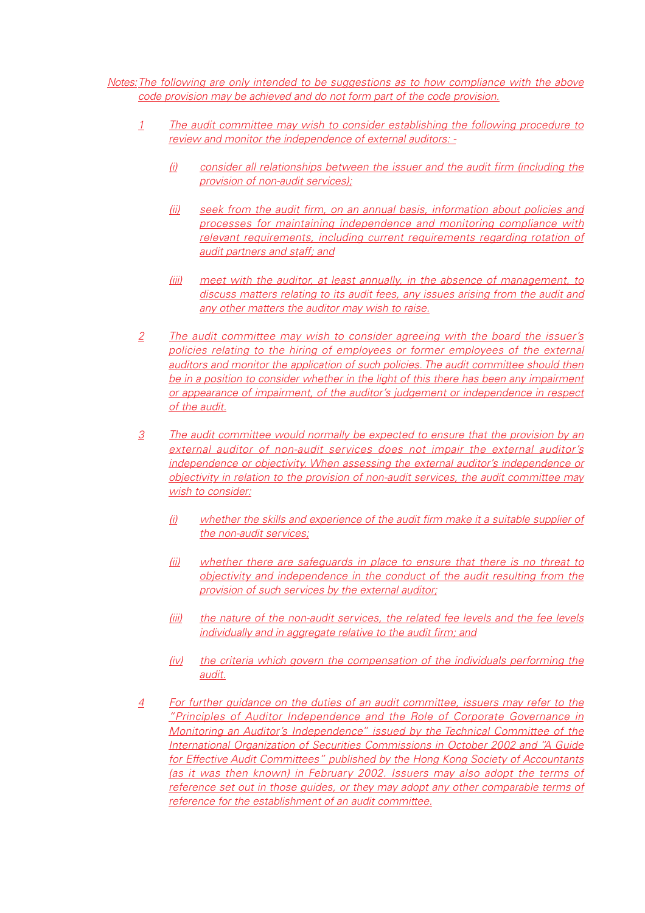*Notes: The following are only intended to be suggestions as to how compliance with the above code provision may be achieved and do not form part of the code provision.*

1. *The audit committee may wish to consider establishing the following procedure to review and monitor the independence of external auditors: -*

   (i) *consider all relationships between the issuer and the audit firm (including the provision of non-audit services);*

   (ii) *seek from the audit firm, on an annual basis, information about policies and processes for maintaining independence and monitoring compliance with relevant requirements, including current requirements regarding rotation of audit partners and staff; and*

   (iii) *meet with the auditor, at least annually, in the absence of management, to discuss matters relating to its audit fees, any issues arising from the audit and any other matters the auditor may wish to raise.*

2. *The audit committee may wish to consider agreeing with the board the issuer's policies relating to the hiring of employees or former employees of the external auditors and monitor the application of such policies. The audit committee should then be in a position to consider whether in the light of this there has been any impairment or appearance of impairment, of the auditor's judgement or independence in respect of the audit.*

3. *The audit committee would normally be expected to ensure that the provision by an external auditor of non-audit services does not impair the external auditor's independence or objectivity. When assessing the external auditor's independence or objectivity in relation to the provision of non-audit services, the audit committee may wish to consider:*

   (i) *whether the skills and experience of the audit firm make it a suitable supplier of the non-audit services;*

   (ii) *whether there are safeguards in place to ensure that there is no threat to objectivity and independence in the conduct of the audit resulting from the provision of such services by the external auditor;*

   (iii) *the nature of the non-audit services, the related fee levels and the fee levels individually and in aggregate relative to the audit firm; and*

   (iv) *the criteria which govern the compensation of the individuals performing the audit.*

4. *For further guidance on the duties of an audit committee, issuers may refer to the "Principles of Auditor Independence and the Role of Corporate Governance in Monitoring an Auditor's Independence" issued by the Technical Committee of the International Organization of Securities Commissions in October 2002 and "A Guide for Effective Audit Committees" published by the Hong Kong Society of Accountants (as it was then known) in February 2002. Issuers may also adopt the terms of reference set out in those guides, or they may adopt any other comparable terms of reference for the establishment of an audit committee.*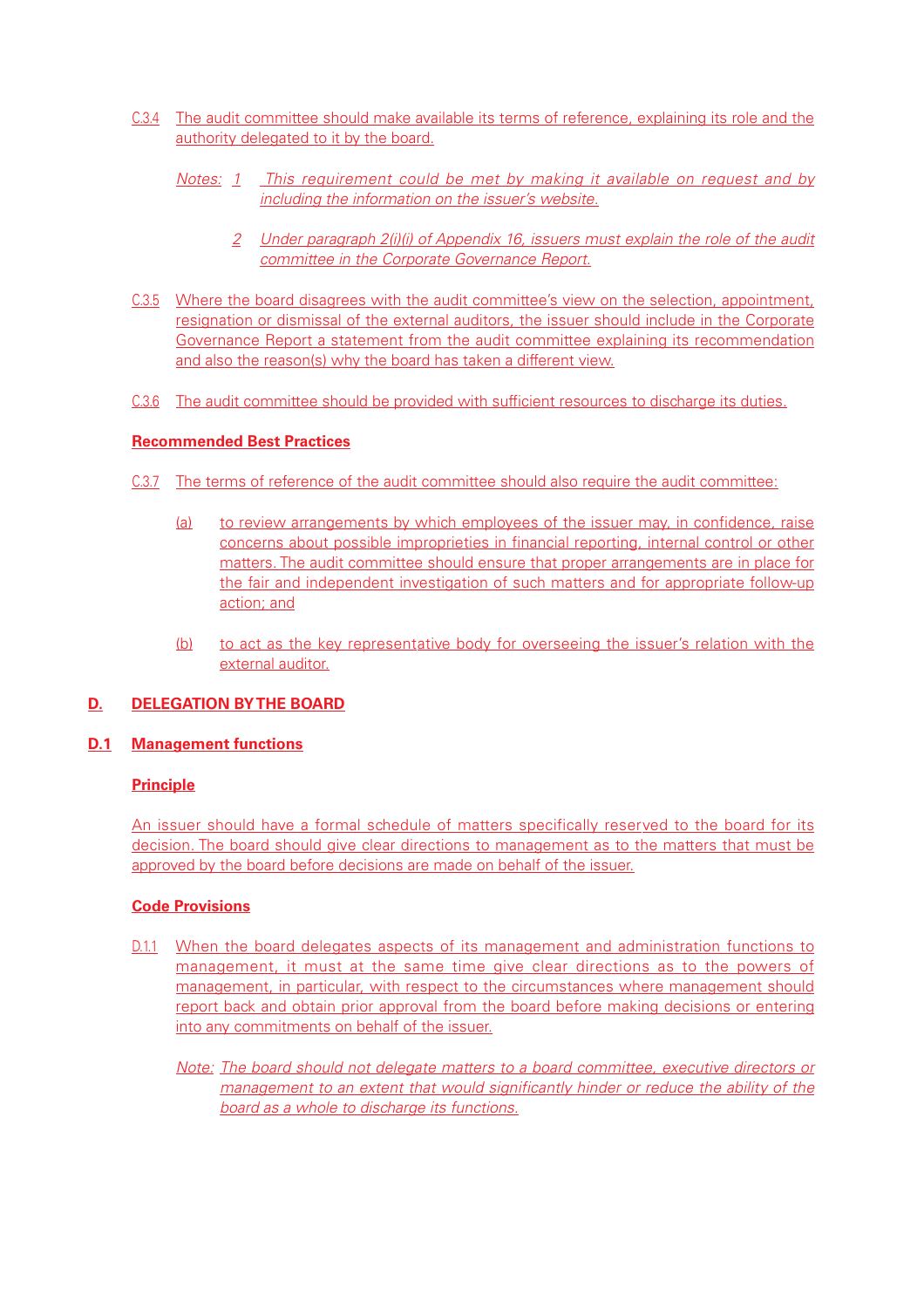C.3.4 The audit committee should make available its terms of reference, explaining its role and the authority delegated to it by the board.

*Notes: 1 This requirement could be met by making it available on request and by including the information on the issuer's website.*

*2 Under paragraph 2(i)(i) of Appendix 16, issuers must explain the role of the audit committee in the Corporate Governance Report.*

C.3.5 Where the board disagrees with the audit committee's view on the selection, appointment, resignation or dismissal of the external auditors, the issuer should include in the Corporate Governance Report a statement from the audit committee explaining its recommendation and also the reason(s) why the board has taken a different view.

C.3.6 The audit committee should be provided with sufficient resources to discharge its duties.

**Recommended Best Practices**

C.3.7 The terms of reference of the audit committee should also require the audit committee:

(a) to review arrangements by which employees of the issuer may, in confidence, raise concerns about possible improprieties in financial reporting, internal control or other matters. The audit committee should ensure that proper arrangements are in place for the fair and independent investigation of such matters and for appropriate follow-up action; and

(b) to act as the key representative body for overseeing the issuer's relation with the external auditor.

## D. DELEGATION BY THE BOARD

### D.1 Management functions

**Principle**

An issuer should have a formal schedule of matters specifically reserved to the board for its decision. The board should give clear directions to management as to the matters that must be approved by the board before decisions are made on behalf of the issuer.

**Code Provisions**

D.1.1 When the board delegates aspects of its management and administration functions to management, it must at the same time give clear directions as to the powers of management, in particular, with respect to the circumstances where management should report back and obtain prior approval from the board before making decisions or entering into any commitments on behalf of the issuer.

*Note: The board should not delegate matters to a board committee, executive directors or management to an extent that would significantly hinder or reduce the ability of the board as a whole to discharge its functions.*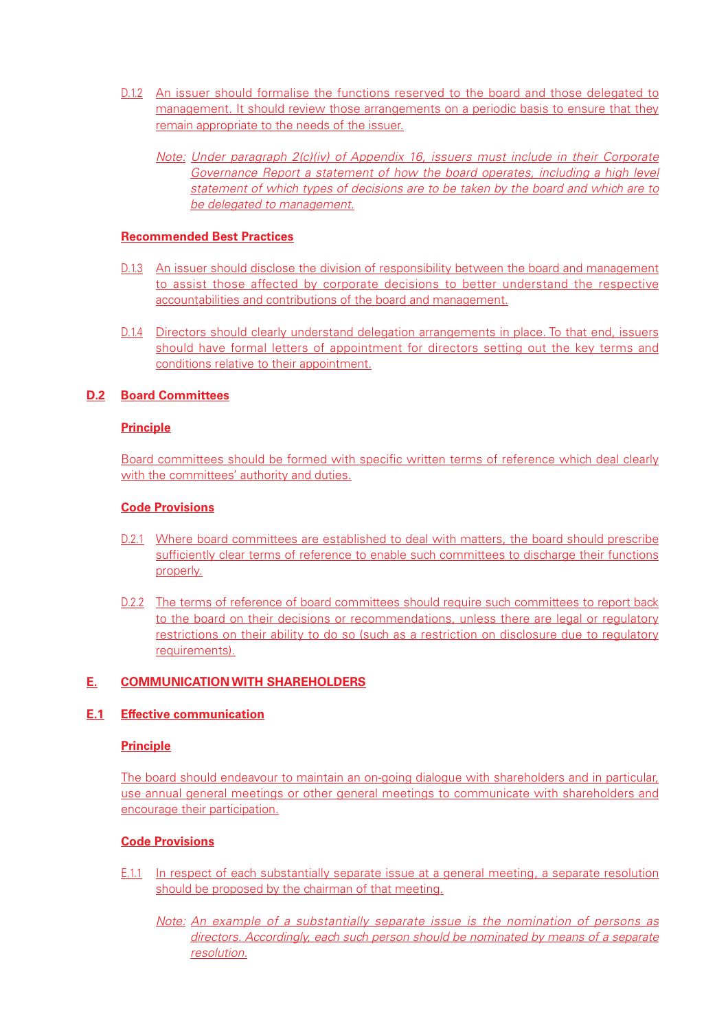D.1.2 An issuer should formalise the functions reserved to the board and those delegated to management. It should review those arrangements on a periodic basis to ensure that they remain appropriate to the needs of the issuer.

*Note: Under paragraph 2(c)(iv) of Appendix 16, issuers must include in their Corporate Governance Report a statement of how the board operates, including a high level statement of which types of decisions are to be taken by the board and which are to be delegated to management.*

**Recommended Best Practices**

D.1.3 An issuer should disclose the division of responsibility between the board and management to assist those affected by corporate decisions to better understand the respective accountabilities and contributions of the board and management.

D.1.4 Directors should clearly understand delegation arrangements in place. To that end, issuers should have formal letters of appointment for directors setting out the key terms and conditions relative to their appointment.

## D.2 Board Committees

**Principle**

Board committees should be formed with specific written terms of reference which deal clearly with the committees' authority and duties.

**Code Provisions**

D.2.1 Where board committees are established to deal with matters, the board should prescribe sufficiently clear terms of reference to enable such committees to discharge their functions properly.

D.2.2 The terms of reference of board committees should require such committees to report back to the board on their decisions or recommendations, unless there are legal or regulatory restrictions on their ability to do so (such as a restriction on disclosure due to regulatory requirements).

# E. COMMUNICATION WITH SHAREHOLDERS

## E.1 Effective communication

**Principle**

The board should endeavour to maintain an on-going dialogue with shareholders and in particular, use annual general meetings or other general meetings to communicate with shareholders and encourage their participation.

**Code Provisions**

E.1.1 In respect of each substantially separate issue at a general meeting, a separate resolution should be proposed by the chairman of that meeting.

*Note: An example of a substantially separate issue is the nomination of persons as directors. Accordingly, each such person should be nominated by means of a separate resolution.*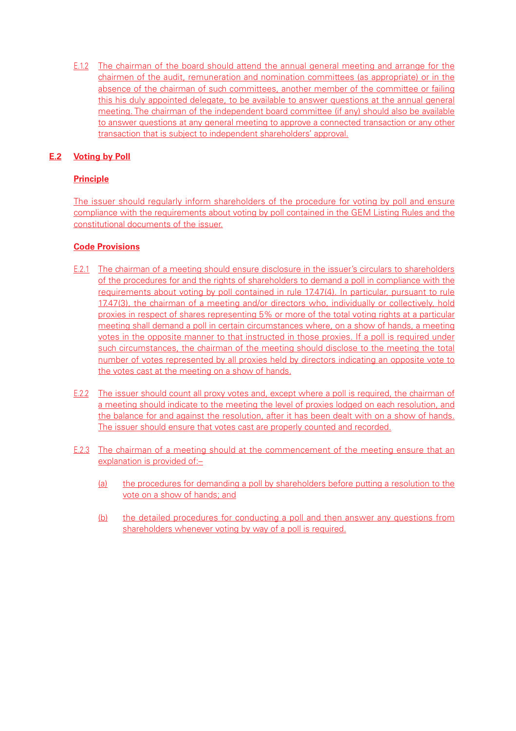E.1.2 The chairman of the board should attend the annual general meeting and arrange for the chairmen of the audit, remuneration and nomination committees (as appropriate) or in the absence of the chairman of such committees, another member of the committee or failing this his duly appointed delegate, to be available to answer questions at the annual general meeting. The chairman of the independent board committee (if any) should also be available to answer questions at any general meeting to approve a connected transaction or any other transaction that is subject to independent shareholders' approval.

## E.2 Voting by Poll

### Principle

The issuer should regularly inform shareholders of the procedure for voting by poll and ensure compliance with the requirements about voting by poll contained in the GEM Listing Rules and the constitutional documents of the issuer.

### Code Provisions

E.2.1 The chairman of a meeting should ensure disclosure in the issuer's circulars to shareholders of the procedures for and the rights of shareholders to demand a poll in compliance with the requirements about voting by poll contained in rule 17.47(4). In particular, pursuant to rule 17.47(3), the chairman of a meeting and/or directors who, individually or collectively, hold proxies in respect of shares representing 5% or more of the total voting rights at a particular meeting shall demand a poll in certain circumstances where, on a show of hands, a meeting votes in the opposite manner to that instructed in those proxies. If a poll is required under such circumstances, the chairman of the meeting should disclose to the meeting the total number of votes represented by all proxies held by directors indicating an opposite vote to the votes cast at the meeting on a show of hands.

E.2.2 The issuer should count all proxy votes and, except where a poll is required, the chairman of a meeting should indicate to the meeting the level of proxies lodged on each resolution, and the balance for and against the resolution, after it has been dealt with on a show of hands. The issuer should ensure that votes cast are properly counted and recorded.

E.2.3 The chairman of a meeting should at the commencement of the meeting ensure that an explanation is provided of:–

(a) the procedures for demanding a poll by shareholders before putting a resolution to the vote on a show of hands; and

(b) the detailed procedures for conducting a poll and then answer any questions from shareholders whenever voting by way of a poll is required.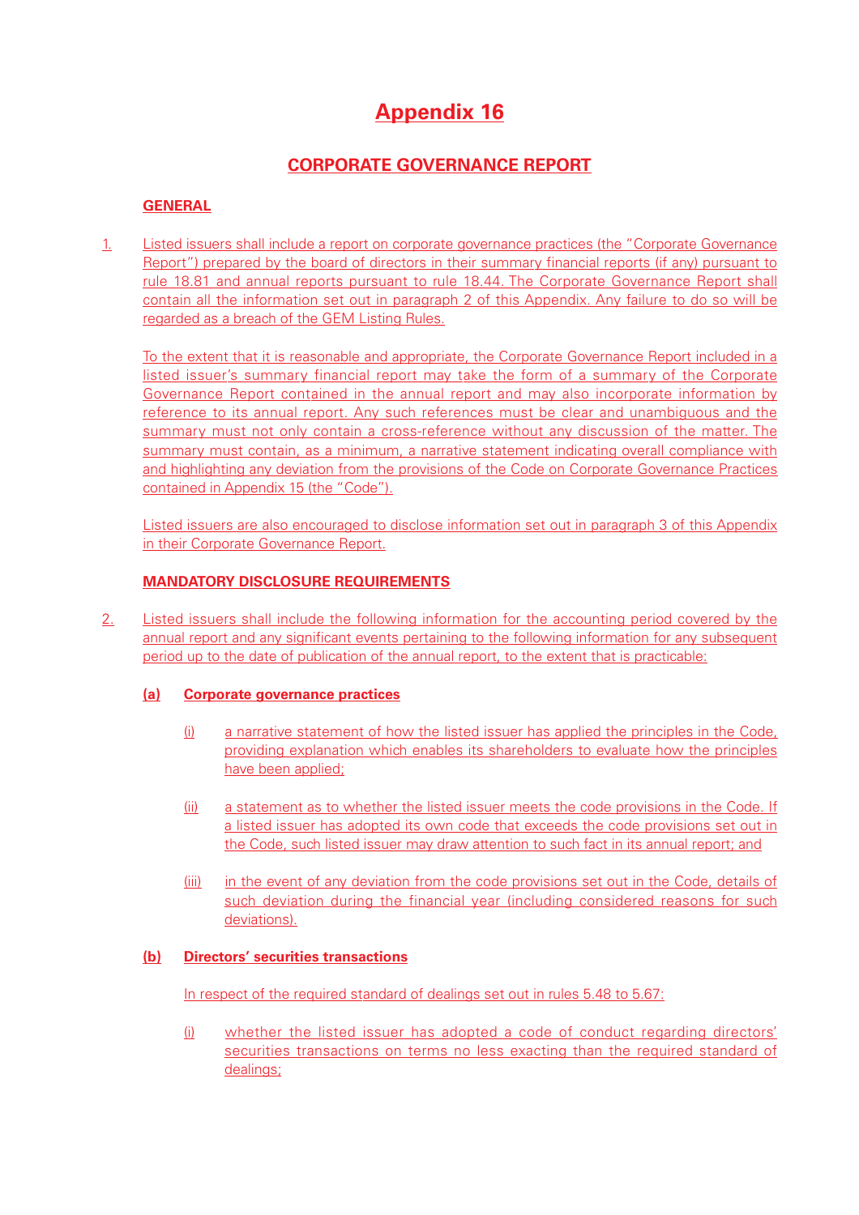# Appendix 16

## CORPORATE GOVERNANCE REPORT

### GENERAL

1. Listed issuers shall include a report on corporate governance practices (the "Corporate Governance Report") prepared by the board of directors in their summary financial reports (if any) pursuant to rule 18.81 and annual reports pursuant to rule 18.44. The Corporate Governance Report shall contain all the information set out in paragraph 2 of this Appendix. Any failure to do so will be regarded as a breach of the GEM Listing Rules.

   To the extent that it is reasonable and appropriate, the Corporate Governance Report included in a listed issuer's summary financial report may take the form of a summary of the Corporate Governance Report contained in the annual report and may also incorporate information by reference to its annual report. Any such references must be clear and unambiguous and the summary must not only contain a cross-reference without any discussion of the matter. The summary must contain, as a minimum, a narrative statement indicating overall compliance with and highlighting any deviation from the provisions of the Code on Corporate Governance Practices contained in Appendix 15 (the "Code").

   Listed issuers are also encouraged to disclose information set out in paragraph 3 of this Appendix in their Corporate Governance Report.

### MANDATORY DISCLOSURE REQUIREMENTS

2. Listed issuers shall include the following information for the accounting period covered by the annual report and any significant events pertaining to the following information for any subsequent period up to the date of publication of the annual report, to the extent that is practicable:

   **(a) Corporate governance practices**

   (i) a narrative statement of how the listed issuer has applied the principles in the Code, providing explanation which enables its shareholders to evaluate how the principles have been applied;

   (ii) a statement as to whether the listed issuer meets the code provisions in the Code. If a listed issuer has adopted its own code that exceeds the code provisions set out in the Code, such listed issuer may draw attention to such fact in its annual report; and

   (iii) in the event of any deviation from the code provisions set out in the Code, details of such deviation during the financial year (including considered reasons for such deviations).

   **(b) Directors' securities transactions**

   In respect of the required standard of dealings set out in rules 5.48 to 5.67:

   (i) whether the listed issuer has adopted a code of conduct regarding directors' securities transactions on terms no less exacting than the required standard of dealings;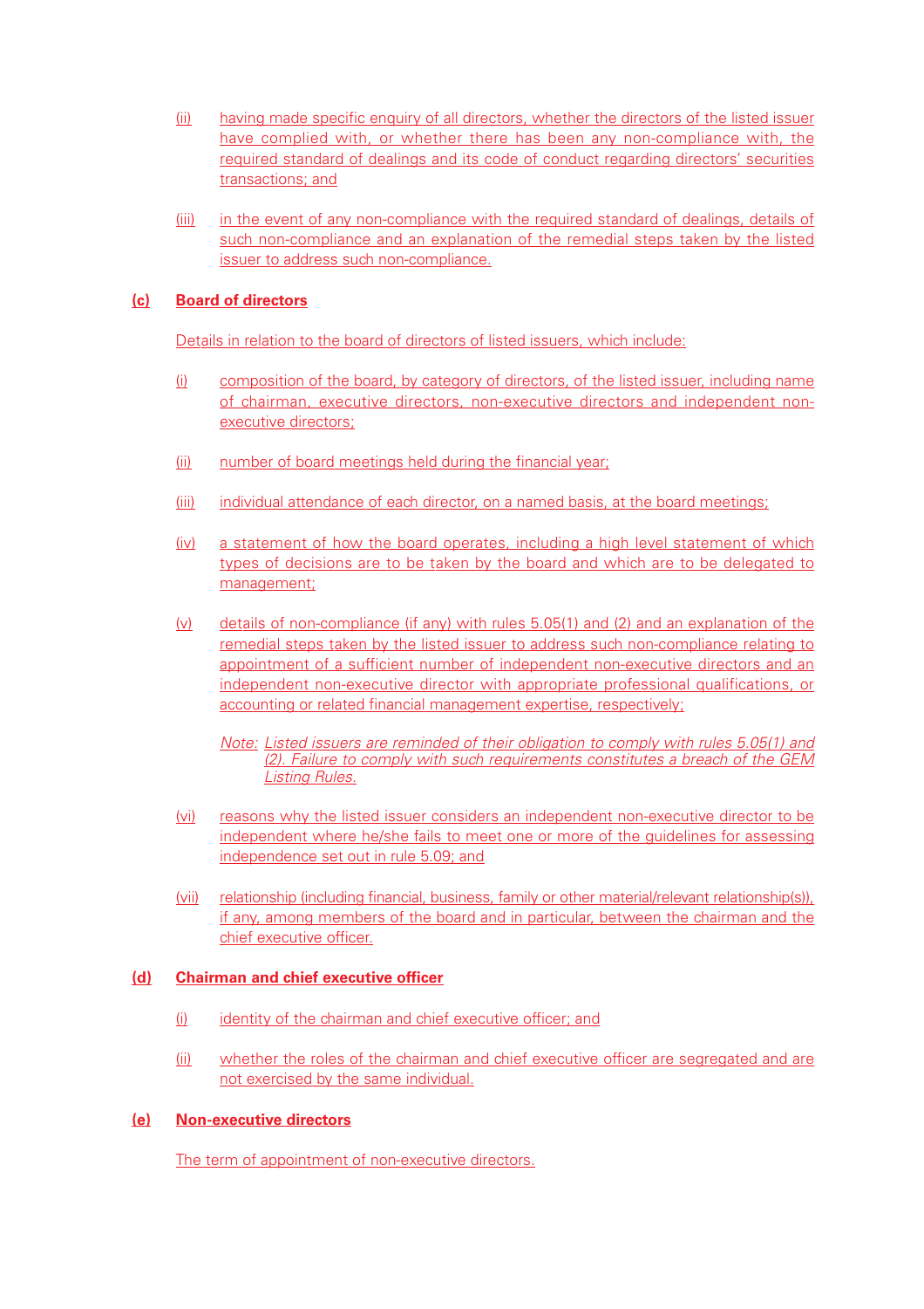(ii) having made specific enquiry of all directors, whether the directors of the listed issuer have complied with, or whether there has been any non-compliance with, the required standard of dealings and its code of conduct regarding directors' securities transactions; and

(iii) in the event of any non-compliance with the required standard of dealings, details of such non-compliance and an explanation of the remedial steps taken by the listed issuer to address such non-compliance.

**(c) Board of directors**

Details in relation to the board of directors of listed issuers, which include:

(i) composition of the board, by category of directors, of the listed issuer, including name of chairman, executive directors, non-executive directors and independent non-executive directors;

(ii) number of board meetings held during the financial year;

(iii) individual attendance of each director, on a named basis, at the board meetings;

(iv) a statement of how the board operates, including a high level statement of which types of decisions are to be taken by the board and which are to be delegated to management;

(v) details of non-compliance (if any) with rules 5.05(1) and (2) and an explanation of the remedial steps taken by the listed issuer to address such non-compliance relating to appointment of a sufficient number of independent non-executive directors and an independent non-executive director with appropriate professional qualifications, or accounting or related financial management expertise, respectively;

*Note: Listed issuers are reminded of their obligation to comply with rules 5.05(1) and (2). Failure to comply with such requirements constitutes a breach of the GEM Listing Rules.*

(vi) reasons why the listed issuer considers an independent non-executive director to be independent where he/she fails to meet one or more of the guidelines for assessing independence set out in rule 5.09; and

(vii) relationship (including financial, business, family or other material/relevant relationship(s)), if any, among members of the board and in particular, between the chairman and the chief executive officer.

**(d) Chairman and chief executive officer**

(i) identity of the chairman and chief executive officer; and

(ii) whether the roles of the chairman and chief executive officer are segregated and are not exercised by the same individual.

**(e) Non-executive directors**

The term of appointment of non-executive directors.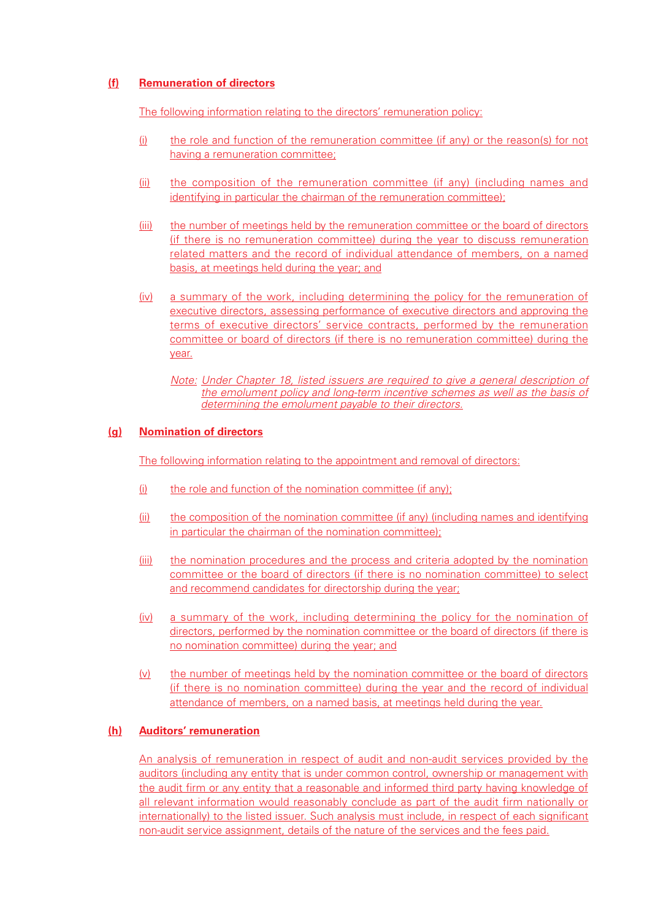**(f) Remuneration of directors**

The following information relating to the directors' remuneration policy:

(i) the role and function of the remuneration committee (if any) or the reason(s) for not having a remuneration committee;

(ii) the composition of the remuneration committee (if any) (including names and identifying in particular the chairman of the remuneration committee);

(iii) the number of meetings held by the remuneration committee or the board of directors (if there is no remuneration committee) during the year to discuss remuneration related matters and the record of individual attendance of members, on a named basis, at meetings held during the year; and

(iv) a summary of the work, including determining the policy for the remuneration of executive directors, assessing performance of executive directors and approving the terms of executive directors' service contracts, performed by the remuneration committee or board of directors (if there is no remuneration committee) during the year.

*Note: Under Chapter 18, listed issuers are required to give a general description of the emolument policy and long-term incentive schemes as well as the basis of determining the emolument payable to their directors.*

**(g) Nomination of directors**

The following information relating to the appointment and removal of directors:

(i) the role and function of the nomination committee (if any);

(ii) the composition of the nomination committee (if any) (including names and identifying in particular the chairman of the nomination committee);

(iii) the nomination procedures and the process and criteria adopted by the nomination committee or the board of directors (if there is no nomination committee) to select and recommend candidates for directorship during the year;

(iv) a summary of the work, including determining the policy for the nomination of directors, performed by the nomination committee or the board of directors (if there is no nomination committee) during the year; and

(v) the number of meetings held by the nomination committee or the board of directors (if there is no nomination committee) during the year and the record of individual attendance of members, on a named basis, at meetings held during the year.

**(h) Auditors' remuneration**

An analysis of remuneration in respect of audit and non-audit services provided by the auditors (including any entity that is under common control, ownership or management with the audit firm or any entity that a reasonable and informed third party having knowledge of all relevant information would reasonably conclude as part of the audit firm nationally or internationally) to the listed issuer. Such analysis must include, in respect of each significant non-audit service assignment, details of the nature of the services and the fees paid.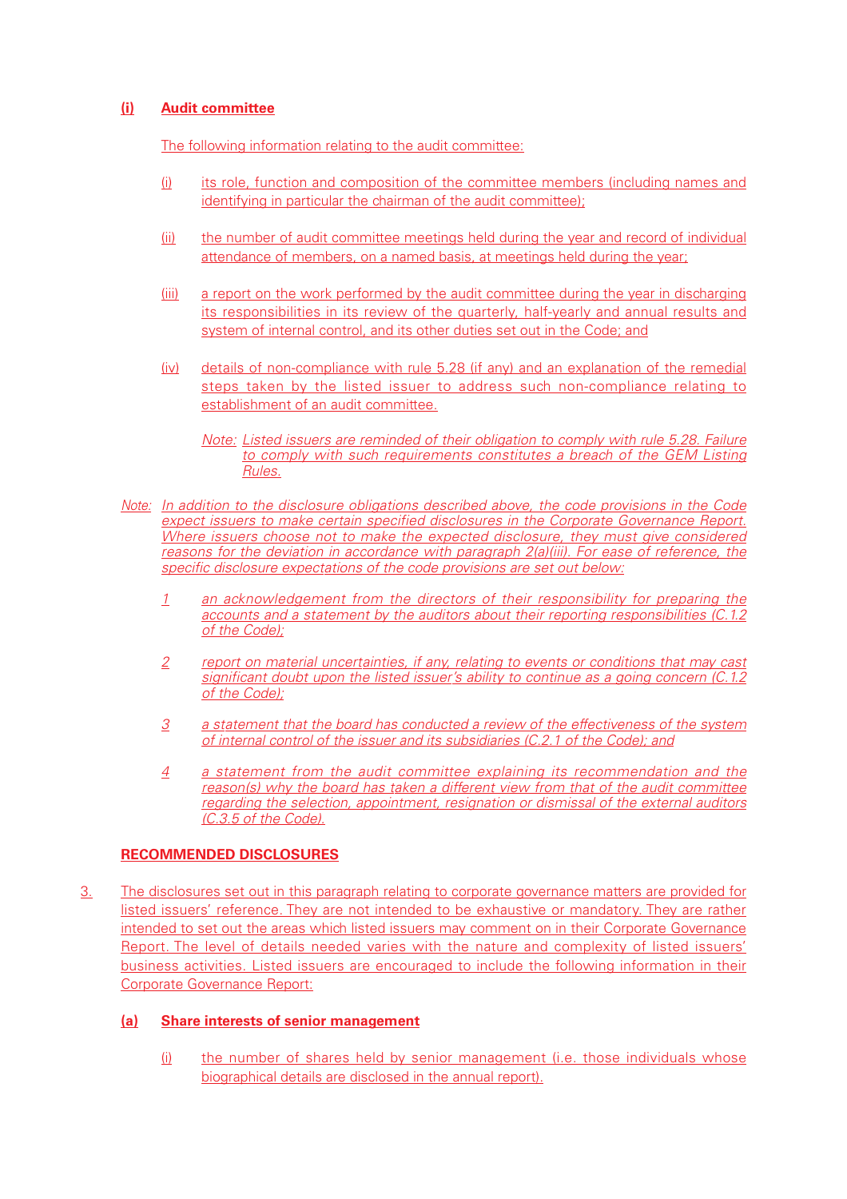**(i) Audit committee**

The following information relating to the audit committee:

(i) its role, function and composition of the committee members (including names and identifying in particular the chairman of the audit committee);

(ii) the number of audit committee meetings held during the year and record of individual attendance of members, on a named basis, at meetings held during the year;

(iii) a report on the work performed by the audit committee during the year in discharging its responsibilities in its review of the quarterly, half-yearly and annual results and system of internal control, and its other duties set out in the Code; and

(iv) details of non-compliance with rule 5.28 (if any) and an explanation of the remedial steps taken by the listed issuer to address such non-compliance relating to establishment of an audit committee.

*Note: Listed issuers are reminded of their obligation to comply with rule 5.28. Failure to comply with such requirements constitutes a breach of the GEM Listing Rules.*

*Note: In addition to the disclosure obligations described above, the code provisions in the Code expect issuers to make certain specified disclosures in the Corporate Governance Report. Where issuers choose not to make the expected disclosure, they must give considered reasons for the deviation in accordance with paragraph 2(a)(iii). For ease of reference, the specific disclosure expectations of the code provisions are set out below:*

*1 an acknowledgement from the directors of their responsibility for preparing the accounts and a statement by the auditors about their reporting responsibilities (C.1.2 of the Code);*

*2 report on material uncertainties, if any, relating to events or conditions that may cast significant doubt upon the listed issuer's ability to continue as a going concern (C.1.2 of the Code);*

*3 a statement that the board has conducted a review of the effectiveness of the system of internal control of the issuer and its subsidiaries (C.2.1 of the Code); and*

*4 a statement from the audit committee explaining its recommendation and the reason(s) why the board has taken a different view from that of the audit committee regarding the selection, appointment, resignation or dismissal of the external auditors (C.3.5 of the Code).*

**RECOMMENDED DISCLOSURES**

3. The disclosures set out in this paragraph relating to corporate governance matters are provided for listed issuers' reference. They are not intended to be exhaustive or mandatory. They are rather intended to set out the areas which listed issuers may comment on in their Corporate Governance Report. The level of details needed varies with the nature and complexity of listed issuers' business activities. Listed issuers are encouraged to include the following information in their Corporate Governance Report:

**(a) Share interests of senior management**

(i) the number of shares held by senior management (i.e. those individuals whose biographical details are disclosed in the annual report).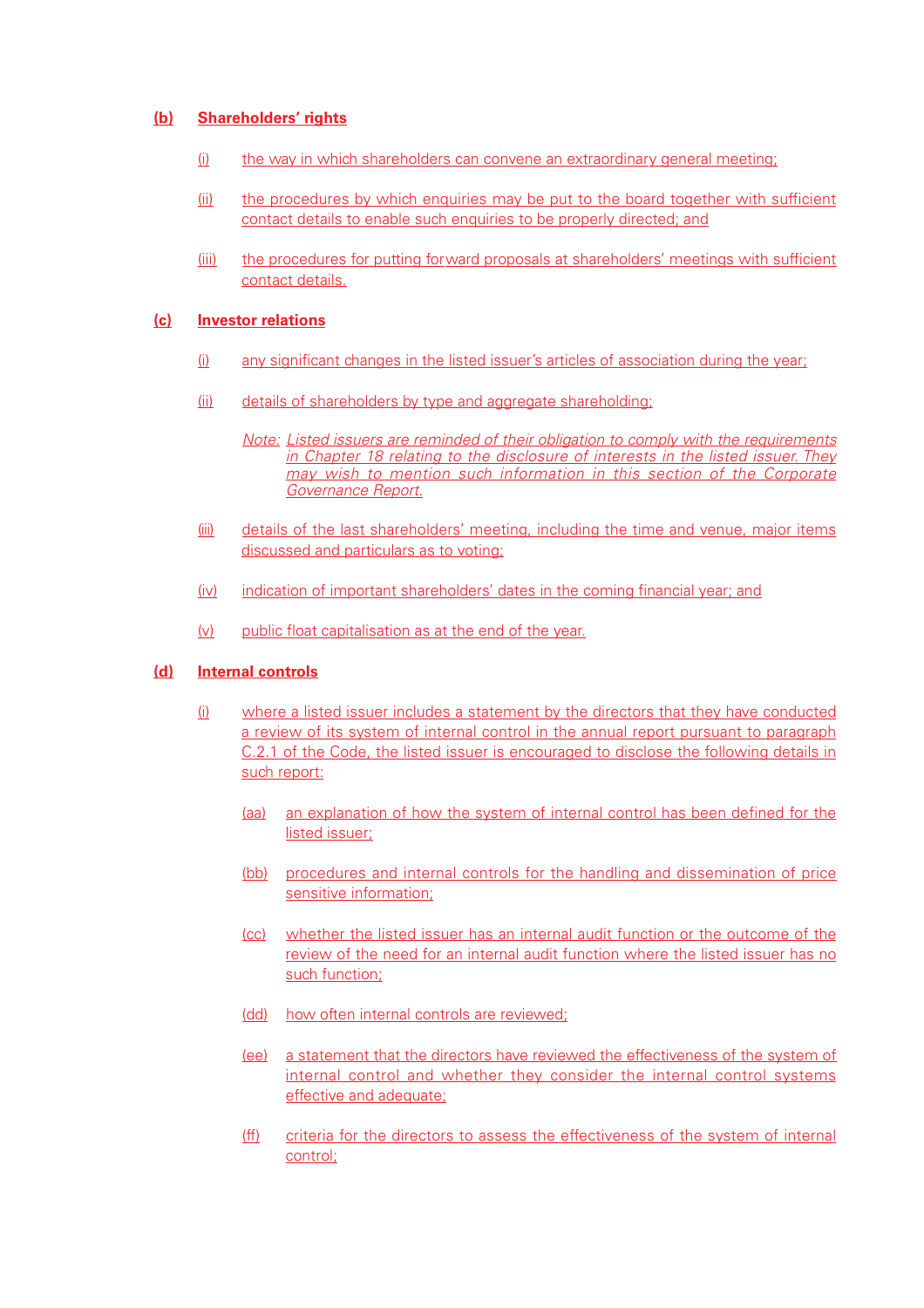**(b) Shareholders' rights**

(i) the way in which shareholders can convene an extraordinary general meeting;

(ii) the procedures by which enquiries may be put to the board together with sufficient contact details to enable such enquiries to be properly directed; and

(iii) the procedures for putting forward proposals at shareholders' meetings with sufficient contact details.

**(c) Investor relations**

(i) any significant changes in the listed issuer's articles of association during the year;

(ii) details of shareholders by type and aggregate shareholding;

*Note: Listed issuers are reminded of their obligation to comply with the requirements in Chapter 18 relating to the disclosure of interests in the listed issuer. They may wish to mention such information in this section of the Corporate Governance Report.*

(iii) details of the last shareholders' meeting, including the time and venue, major items discussed and particulars as to voting;

(iv) indication of important shareholders' dates in the coming financial year; and

(v) public float capitalisation as at the end of the year.

**(d) Internal controls**

(i) where a listed issuer includes a statement by the directors that they have conducted a review of its system of internal control in the annual report pursuant to paragraph C.2.1 of the Code, the listed issuer is encouraged to disclose the following details in such report:

(aa) an explanation of how the system of internal control has been defined for the listed issuer;

(bb) procedures and internal controls for the handling and dissemination of price sensitive information;

(cc) whether the listed issuer has an internal audit function or the outcome of the review of the need for an internal audit function where the listed issuer has no such function;

(dd) how often internal controls are reviewed;

(ee) a statement that the directors have reviewed the effectiveness of the system of internal control and whether they consider the internal control systems effective and adequate;

(ff) criteria for the directors to assess the effectiveness of the system of internal control;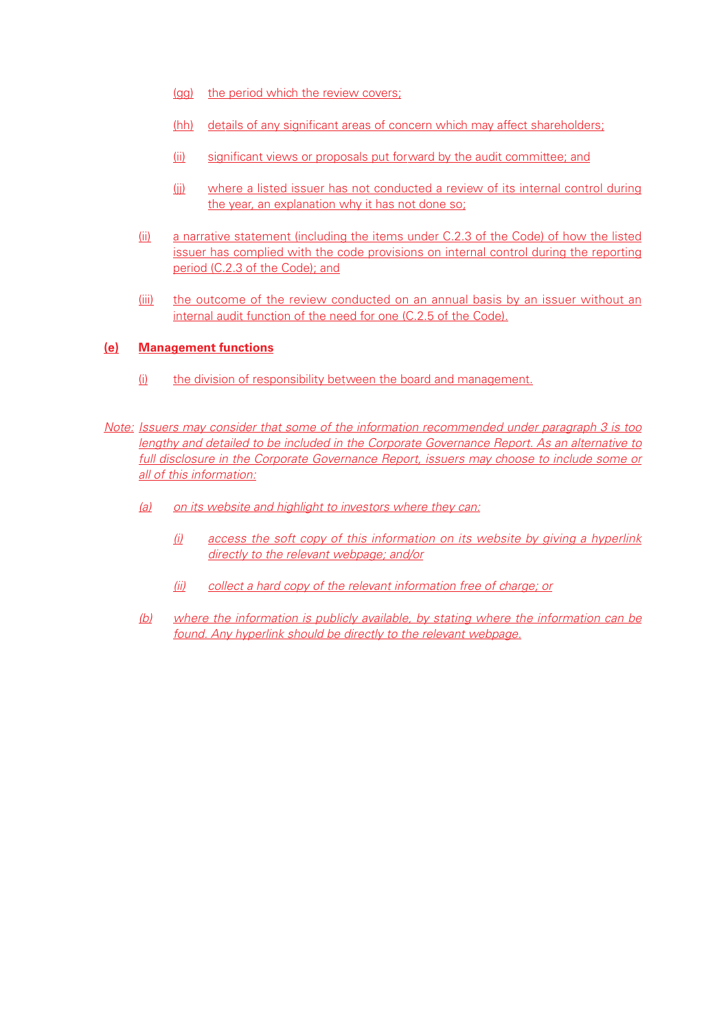(gg) the period which the review covers;

(hh) details of any significant areas of concern which may affect shareholders;

(ii) significant views or proposals put forward by the audit committee; and

(jj) where a listed issuer has not conducted a review of its internal control during the year, an explanation why it has not done so;

(ii) a narrative statement (including the items under C.2.3 of the Code) of how the listed issuer has complied with the code provisions on internal control during the reporting period (C.2.3 of the Code); and

(iii) the outcome of the review conducted on an annual basis by an issuer without an internal audit function of the need for one (C.2.5 of the Code).

**(e) Management functions**

(i) the division of responsibility between the board and management.

*Note: Issuers may consider that some of the information recommended under paragraph 3 is too lengthy and detailed to be included in the Corporate Governance Report. As an alternative to full disclosure in the Corporate Governance Report, issuers may choose to include some or all of this information:*

*(a) on its website and highlight to investors where they can:*

*(i) access the soft copy of this information on its website by giving a hyperlink directly to the relevant webpage; and/or*

*(ii) collect a hard copy of the relevant information free of charge; or*

*(b) where the information is publicly available, by stating where the information can be found. Any hyperlink should be directly to the relevant webpage.*